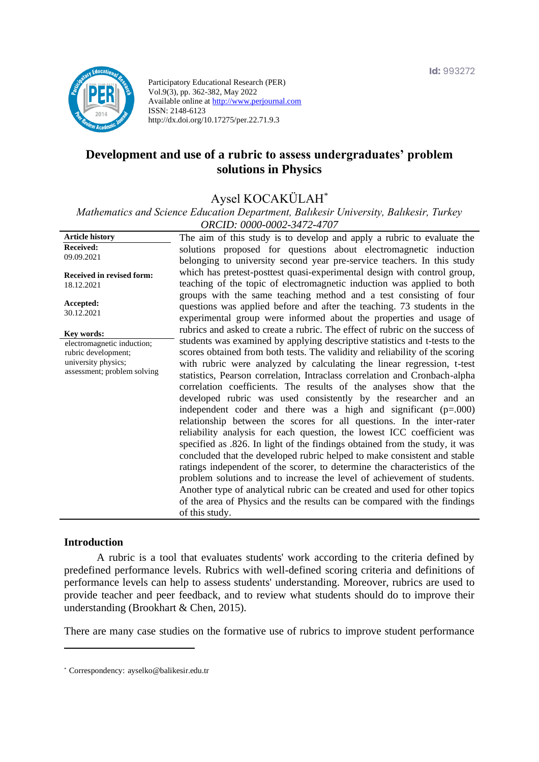Id: 993272

Participatory Educational Research (PER)
Vol.9(3), pp. 362-382, May 2022
Available online at http://www.perjournal.com
ISSN: 2148-6123
http://dx.doi.org/10.17275/per.22.71.9.3

# Development and use of a rubric to assess undergraduates' problem solutions in Physics

Aysel KOCAKÜLAH[*]

*Mathematics and Science Education Department, Balıkesir University, Balıkesir, Turkey*
*ORCID: 0000-0002-3472-4707*

**Article history**
**Received:** 09.09.2021
**Received in revised form:** 18.12.2021
**Accepted:** 30.12.2021

**Key words:**
electromagnetic induction; rubric development; university physics; assessment; problem solving

The aim of this study is to develop and apply a rubric to evaluate the solutions proposed for questions about electromagnetic induction belonging to university second year pre-service teachers. In this study which has pretest-posttest quasi-experimental design with control group, teaching of the topic of electromagnetic induction was applied to both groups with the same teaching method and a test consisting of four questions was applied before and after the teaching. 73 students in the experimental group were informed about the properties and usage of rubrics and asked to create a rubric. The effect of rubric on the success of students was examined by applying descriptive statistics and t-tests to the scores obtained from both tests. The validity and reliability of the scoring with rubric were analyzed by calculating the linear regression, t-test statistics, Pearson correlation, Intraclass correlation and Cronbach-alpha correlation coefficients. The results of the analyses show that the developed rubric was used consistently by the researcher and an independent coder and there was a high and significant (p=.000) relationship between the scores for all questions. In the inter-rater reliability analysis for each question, the lowest ICC coefficient was specified as .826. In light of the findings obtained from the study, it was concluded that the developed rubric helped to make consistent and stable ratings independent of the scorer, to determine the characteristics of the problem solutions and to increase the level of achievement of students. Another type of analytical rubric can be created and used for other topics of the area of Physics and the results can be compared with the findings of this study.

## Introduction

A rubric is a tool that evaluates students' work according to the criteria defined by predefined performance levels. Rubrics with well-defined scoring criteria and definitions of performance levels can help to assess students' understanding. Moreover, rubrics are used to provide teacher and peer feedback, and to review what students should do to improve their understanding (Brookhart & Chen, 2015).

There are many case studies on the formative use of rubrics to improve student performance

[*] Correspondency: ayselko@balikesir.edu.tr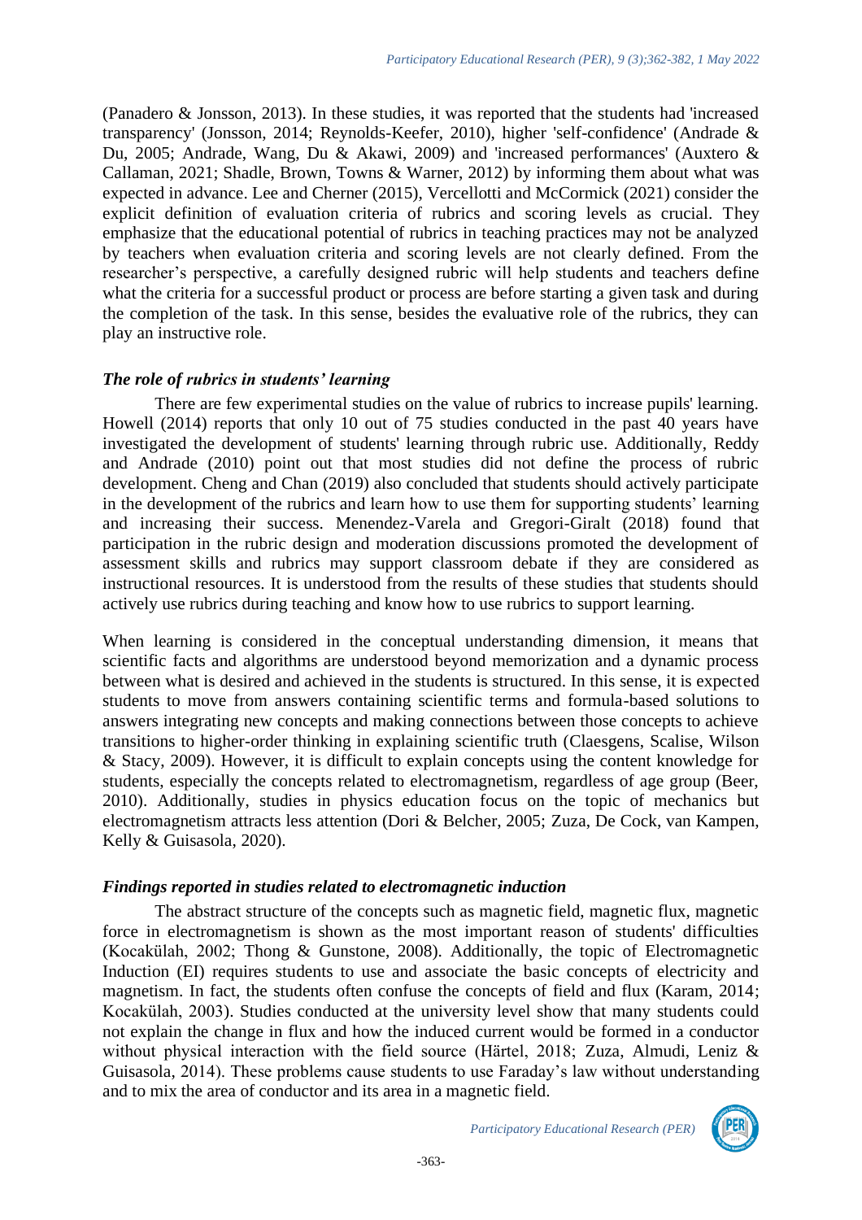(Panadero & Jonsson, 2013). In these studies, it was reported that the students had 'increased transparency' (Jonsson, 2014; Reynolds-Keefer, 2010), higher 'self-confidence' (Andrade & Du, 2005; Andrade, Wang, Du & Akawi, 2009) and 'increased performances' (Auxtero & Callaman, 2021; Shadle, Brown, Towns & Warner, 2012) by informing them about what was expected in advance. Lee and Cherner (2015), Vercellotti and McCormick (2021) consider the explicit definition of evaluation criteria of rubrics and scoring levels as crucial. They emphasize that the educational potential of rubrics in teaching practices may not be analyzed by teachers when evaluation criteria and scoring levels are not clearly defined. From the researcher's perspective, a carefully designed rubric will help students and teachers define what the criteria for a successful product or process are before starting a given task and during the completion of the task. In this sense, besides the evaluative role of the rubrics, they can play an instructive role.

### *The role of rubrics in students' learning*

There are few experimental studies on the value of rubrics to increase pupils' learning. Howell (2014) reports that only 10 out of 75 studies conducted in the past 40 years have investigated the development of students' learning through rubric use. Additionally, Reddy and Andrade (2010) point out that most studies did not define the process of rubric development. Cheng and Chan (2019) also concluded that students should actively participate in the development of the rubrics and learn how to use them for supporting students' learning and increasing their success. Menendez-Varela and Gregori-Giralt (2018) found that participation in the rubric design and moderation discussions promoted the development of assessment skills and rubrics may support classroom debate if they are considered as instructional resources. It is understood from the results of these studies that students should actively use rubrics during teaching and know how to use rubrics to support learning.

When learning is considered in the conceptual understanding dimension, it means that scientific facts and algorithms are understood beyond memorization and a dynamic process between what is desired and achieved in the students is structured. In this sense, it is expected students to move from answers containing scientific terms and formula-based solutions to answers integrating new concepts and making connections between those concepts to achieve transitions to higher-order thinking in explaining scientific truth (Claesgens, Scalise, Wilson & Stacy, 2009). However, it is difficult to explain concepts using the content knowledge for students, especially the concepts related to electromagnetism, regardless of age group (Beer, 2010). Additionally, studies in physics education focus on the topic of mechanics but electromagnetism attracts less attention (Dori & Belcher, 2005; Zuza, De Cock, van Kampen, Kelly & Guisasola, 2020).

### *Findings reported in studies related to electromagnetic induction*

The abstract structure of the concepts such as magnetic field, magnetic flux, magnetic force in electromagnetism is shown as the most important reason of students' difficulties (Kocakülah, 2002; Thong & Gunstone, 2008). Additionally, the topic of Electromagnetic Induction (EI) requires students to use and associate the basic concepts of electricity and magnetism. In fact, the students often confuse the concepts of field and flux (Karam, 2014; Kocakülah, 2003). Studies conducted at the university level show that many students could not explain the change in flux and how the induced current would be formed in a conductor without physical interaction with the field source (Härtel, 2018; Zuza, Almudi, Leniz & Guisasola, 2014). These problems cause students to use Faraday's law without understanding and to mix the area of conductor and its area in a magnetic field.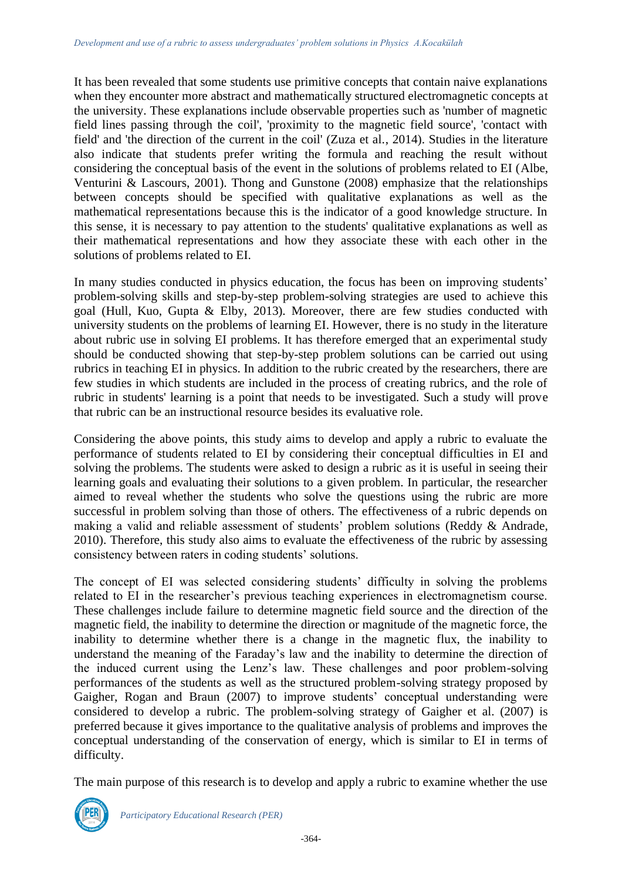It has been revealed that some students use primitive concepts that contain naive explanations when they encounter more abstract and mathematically structured electromagnetic concepts at the university. These explanations include observable properties such as 'number of magnetic field lines passing through the coil', 'proximity to the magnetic field source', 'contact with field' and 'the direction of the current in the coil' (Zuza et al., 2014). Studies in the literature also indicate that students prefer writing the formula and reaching the result without considering the conceptual basis of the event in the solutions of problems related to EI (Albe, Venturini & Lascours, 2001). Thong and Gunstone (2008) emphasize that the relationships between concepts should be specified with qualitative explanations as well as the mathematical representations because this is the indicator of a good knowledge structure. In this sense, it is necessary to pay attention to the students' qualitative explanations as well as their mathematical representations and how they associate these with each other in the solutions of problems related to EI.

In many studies conducted in physics education, the focus has been on improving students' problem-solving skills and step-by-step problem-solving strategies are used to achieve this goal (Hull, Kuo, Gupta & Elby, 2013). Moreover, there are few studies conducted with university students on the problems of learning EI. However, there is no study in the literature about rubric use in solving EI problems. It has therefore emerged that an experimental study should be conducted showing that step-by-step problem solutions can be carried out using rubrics in teaching EI in physics. In addition to the rubric created by the researchers, there are few studies in which students are included in the process of creating rubrics, and the role of rubric in students' learning is a point that needs to be investigated. Such a study will prove that rubric can be an instructional resource besides its evaluative role.

Considering the above points, this study aims to develop and apply a rubric to evaluate the performance of students related to EI by considering their conceptual difficulties in EI and solving the problems. The students were asked to design a rubric as it is useful in seeing their learning goals and evaluating their solutions to a given problem. In particular, the researcher aimed to reveal whether the students who solve the questions using the rubric are more successful in problem solving than those of others. The effectiveness of a rubric depends on making a valid and reliable assessment of students' problem solutions (Reddy & Andrade, 2010). Therefore, this study also aims to evaluate the effectiveness of the rubric by assessing consistency between raters in coding students' solutions.

The concept of EI was selected considering students' difficulty in solving the problems related to EI in the researcher's previous teaching experiences in electromagnetism course. These challenges include failure to determine magnetic field source and the direction of the magnetic field, the inability to determine the direction or magnitude of the magnetic force, the inability to determine whether there is a change in the magnetic flux, the inability to understand the meaning of the Faraday's law and the inability to determine the direction of the induced current using the Lenz's law. These challenges and poor problem-solving performances of the students as well as the structured problem-solving strategy proposed by Gaigher, Rogan and Braun (2007) to improve students' conceptual understanding were considered to develop a rubric. The problem-solving strategy of Gaigher et al. (2007) is preferred because it gives importance to the qualitative analysis of problems and improves the conceptual understanding of the conservation of energy, which is similar to EI in terms of difficulty.

The main purpose of this research is to develop and apply a rubric to examine whether the use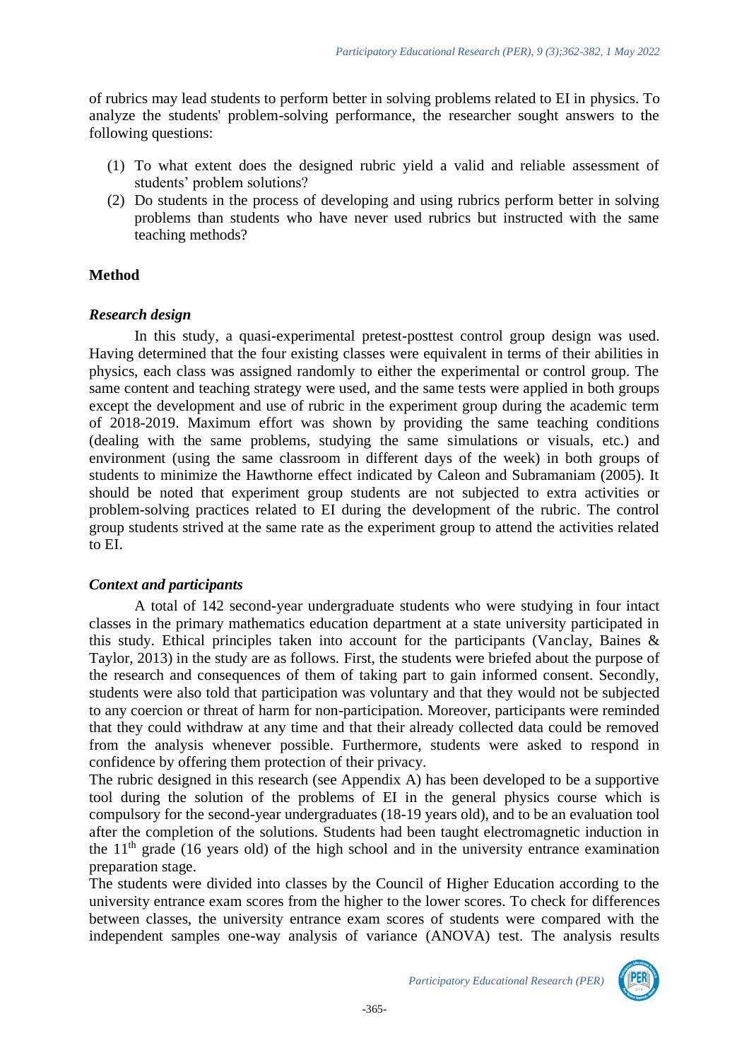of rubrics may lead students to perform better in solving problems related to EI in physics. To analyze the students' problem-solving performance, the researcher sought answers to the following questions:

(1) To what extent does the designed rubric yield a valid and reliable assessment of students' problem solutions?

(2) Do students in the process of developing and using rubrics perform better in solving problems than students who have never used rubrics but instructed with the same teaching methods?

## Method

### *Research design*

In this study, a quasi-experimental pretest-posttest control group design was used. Having determined that the four existing classes were equivalent in terms of their abilities in physics, each class was assigned randomly to either the experimental or control group. The same content and teaching strategy were used, and the same tests were applied in both groups except the development and use of rubric in the experiment group during the academic term of 2018-2019. Maximum effort was shown by providing the same teaching conditions (dealing with the same problems, studying the same simulations or visuals, etc.) and environment (using the same classroom in different days of the week) in both groups of students to minimize the Hawthorne effect indicated by Caleon and Subramaniam (2005). It should be noted that experiment group students are not subjected to extra activities or problem-solving practices related to EI during the development of the rubric. The control group students strived at the same rate as the experiment group to attend the activities related to EI.

### *Context and participants*

A total of 142 second-year undergraduate students who were studying in four intact classes in the primary mathematics education department at a state university participated in this study. Ethical principles taken into account for the participants (Vanclay, Baines & Taylor, 2013) in the study are as follows. First, the students were briefed about the purpose of the research and consequences of them of taking part to gain informed consent. Secondly, students were also told that participation was voluntary and that they would not be subjected to any coercion or threat of harm for non-participation. Moreover, participants were reminded that they could withdraw at any time and that their already collected data could be removed from the analysis whenever possible. Furthermore, students were asked to respond in confidence by offering them protection of their privacy.

The rubric designed in this research (see Appendix A) has been developed to be a supportive tool during the solution of the problems of EI in the general physics course which is compulsory for the second-year undergraduates (18-19 years old), and to be an evaluation tool after the completion of the solutions. Students had been taught electromagnetic induction in the $11^{th}$ grade (16 years old) of the high school and in the university entrance examination preparation stage.

The students were divided into classes by the Council of Higher Education according to the university entrance exam scores from the higher to the lower scores. To check for differences between classes, the university entrance exam scores of students were compared with the independent samples one-way analysis of variance (ANOVA) test. The analysis results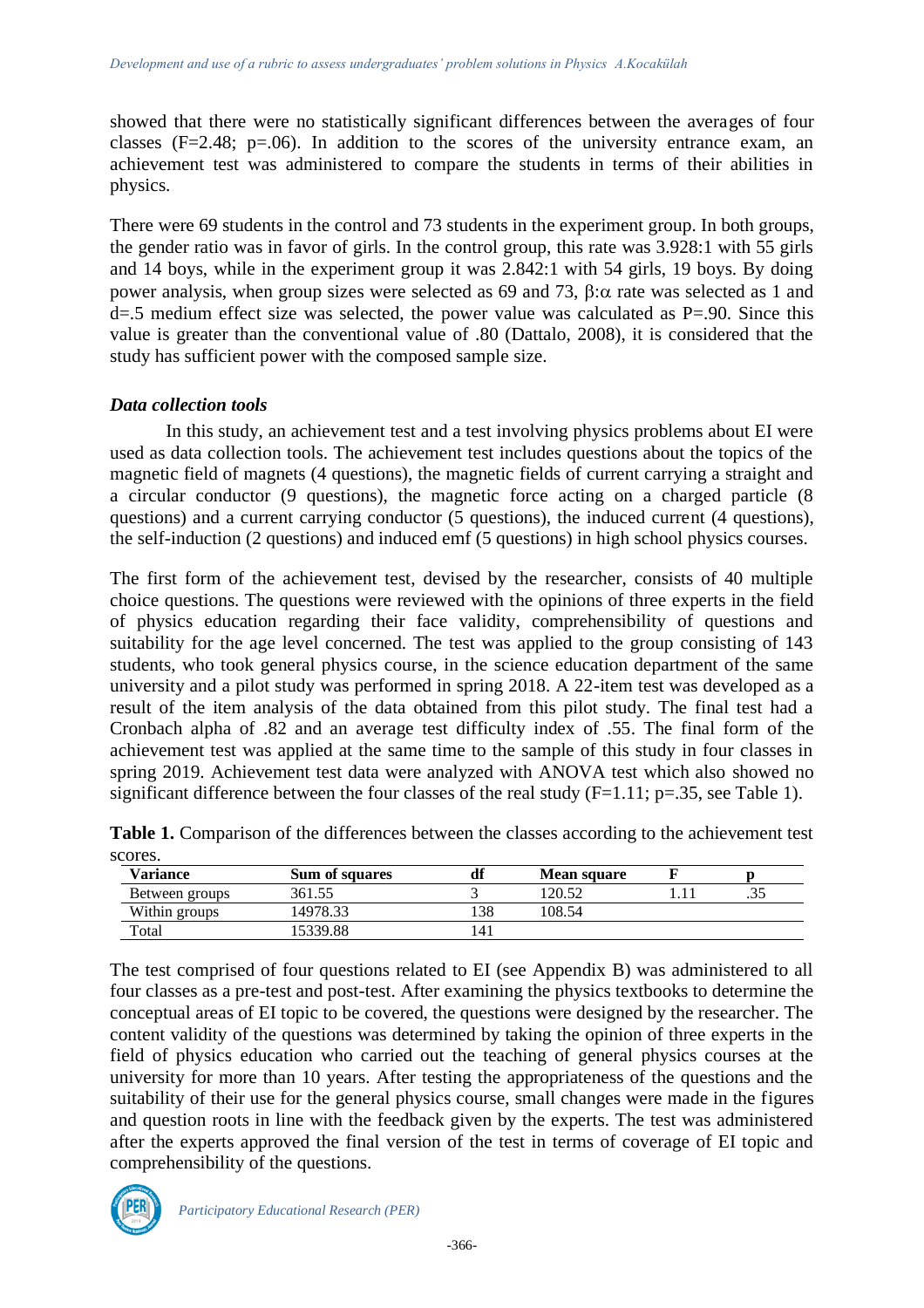showed that there were no statistically significant differences between the averages of four classes (F=2.48; p=.06). In addition to the scores of the university entrance exam, an achievement test was administered to compare the students in terms of their abilities in physics.

There were 69 students in the control and 73 students in the experiment group. In both groups, the gender ratio was in favor of girls. In the control group, this rate was 3.928:1 with 55 girls and 14 boys, while in the experiment group it was 2.842:1 with 54 girls, 19 boys. By doing power analysis, when group sizes were selected as 69 and 73, $\beta:\alpha$ rate was selected as 1 and d=.5 medium effect size was selected, the power value was calculated as P=.90. Since this value is greater than the conventional value of .80 (Dattalo, 2008), it is considered that the study has sufficient power with the composed sample size.

### *Data collection tools*

In this study, an achievement test and a test involving physics problems about EI were used as data collection tools. The achievement test includes questions about the topics of the magnetic field of magnets (4 questions), the magnetic fields of current carrying a straight and a circular conductor (9 questions), the magnetic force acting on a charged particle (8 questions) and a current carrying conductor (5 questions), the induced current (4 questions), the self-induction (2 questions) and induced emf (5 questions) in high school physics courses.

The first form of the achievement test, devised by the researcher, consists of 40 multiple choice questions. The questions were reviewed with the opinions of three experts in the field of physics education regarding their face validity, comprehensibility of questions and suitability for the age level concerned. The test was applied to the group consisting of 143 students, who took general physics course, in the science education department of the same university and a pilot study was performed in spring 2018. A 22-item test was developed as a result of the item analysis of the data obtained from this pilot study. The final test had a Cronbach alpha of .82 and an average test difficulty index of .55. The final form of the achievement test was applied at the same time to the sample of this study in four classes in spring 2019. Achievement test data were analyzed with ANOVA test which also showed no significant difference between the four classes of the real study (F=1.11; p=.35, see Table 1).

**Table 1.** Comparison of the differences between the classes according to the achievement test scores.

| Variance | Sum of squares | df | Mean square | F | p |
|---|---|---|---|---|---|
| Between groups | 361.55 | 3 | 120.52 | 1.11 | .35 |
| Within groups | 14978.33 | 138 | 108.54 | | |
| Total | 15339.88 | 141 | | | |

The test comprised of four questions related to EI (see Appendix B) was administered to all four classes as a pre-test and post-test. After examining the physics textbooks to determine the conceptual areas of EI topic to be covered, the questions were designed by the researcher. The content validity of the questions was determined by taking the opinion of three experts in the field of physics education who carried out the teaching of general physics courses at the university for more than 10 years. After testing the appropriateness of the questions and the suitability of their use for the general physics course, small changes were made in the figures and question roots in line with the feedback given by the experts. The test was administered after the experts approved the final version of the test in terms of coverage of EI topic and comprehensibility of the questions.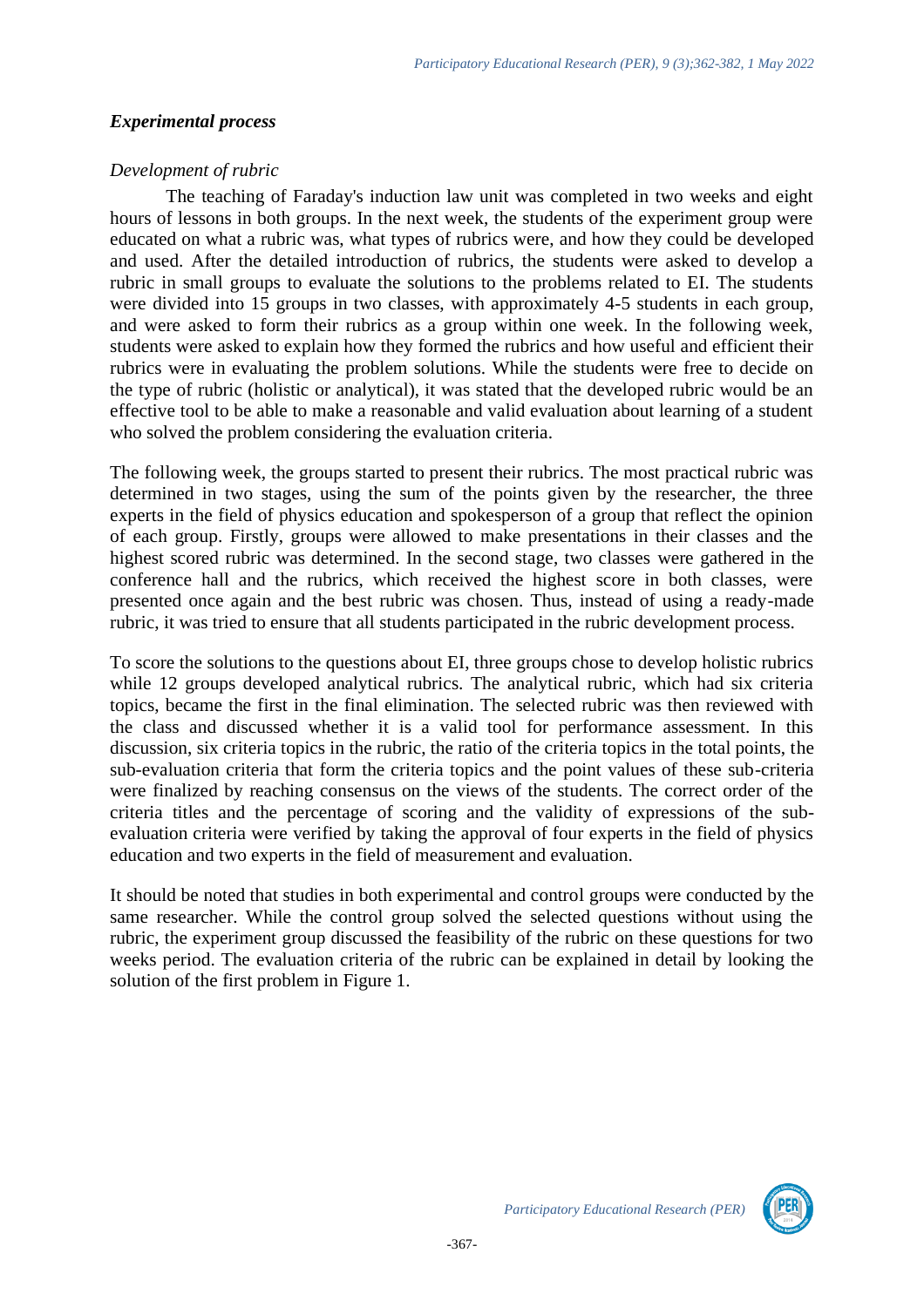### *Experimental process*

*Development of rubric*

The teaching of Faraday's induction law unit was completed in two weeks and eight hours of lessons in both groups. In the next week, the students of the experiment group were educated on what a rubric was, what types of rubrics were, and how they could be developed and used. After the detailed introduction of rubrics, the students were asked to develop a rubric in small groups to evaluate the solutions to the problems related to EI. The students were divided into 15 groups in two classes, with approximately 4-5 students in each group, and were asked to form their rubrics as a group within one week. In the following week, students were asked to explain how they formed the rubrics and how useful and efficient their rubrics were in evaluating the problem solutions. While the students were free to decide on the type of rubric (holistic or analytical), it was stated that the developed rubric would be an effective tool to be able to make a reasonable and valid evaluation about learning of a student who solved the problem considering the evaluation criteria.

The following week, the groups started to present their rubrics. The most practical rubric was determined in two stages, using the sum of the points given by the researcher, the three experts in the field of physics education and spokesperson of a group that reflect the opinion of each group. Firstly, groups were allowed to make presentations in their classes and the highest scored rubric was determined. In the second stage, two classes were gathered in the conference hall and the rubrics, which received the highest score in both classes, were presented once again and the best rubric was chosen. Thus, instead of using a ready-made rubric, it was tried to ensure that all students participated in the rubric development process.

To score the solutions to the questions about EI, three groups chose to develop holistic rubrics while 12 groups developed analytical rubrics. The analytical rubric, which had six criteria topics, became the first in the final elimination. The selected rubric was then reviewed with the class and discussed whether it is a valid tool for performance assessment. In this discussion, six criteria topics in the rubric, the ratio of the criteria topics in the total points, the sub-evaluation criteria that form the criteria topics and the point values of these sub-criteria were finalized by reaching consensus on the views of the students. The correct order of the criteria titles and the percentage of scoring and the validity of expressions of the sub-evaluation criteria were verified by taking the approval of four experts in the field of physics education and two experts in the field of measurement and evaluation.

It should be noted that studies in both experimental and control groups were conducted by the same researcher. While the control group solved the selected questions without using the rubric, the experiment group discussed the feasibility of the rubric on these questions for two weeks period. The evaluation criteria of the rubric can be explained in detail by looking the solution of the first problem in Figure 1.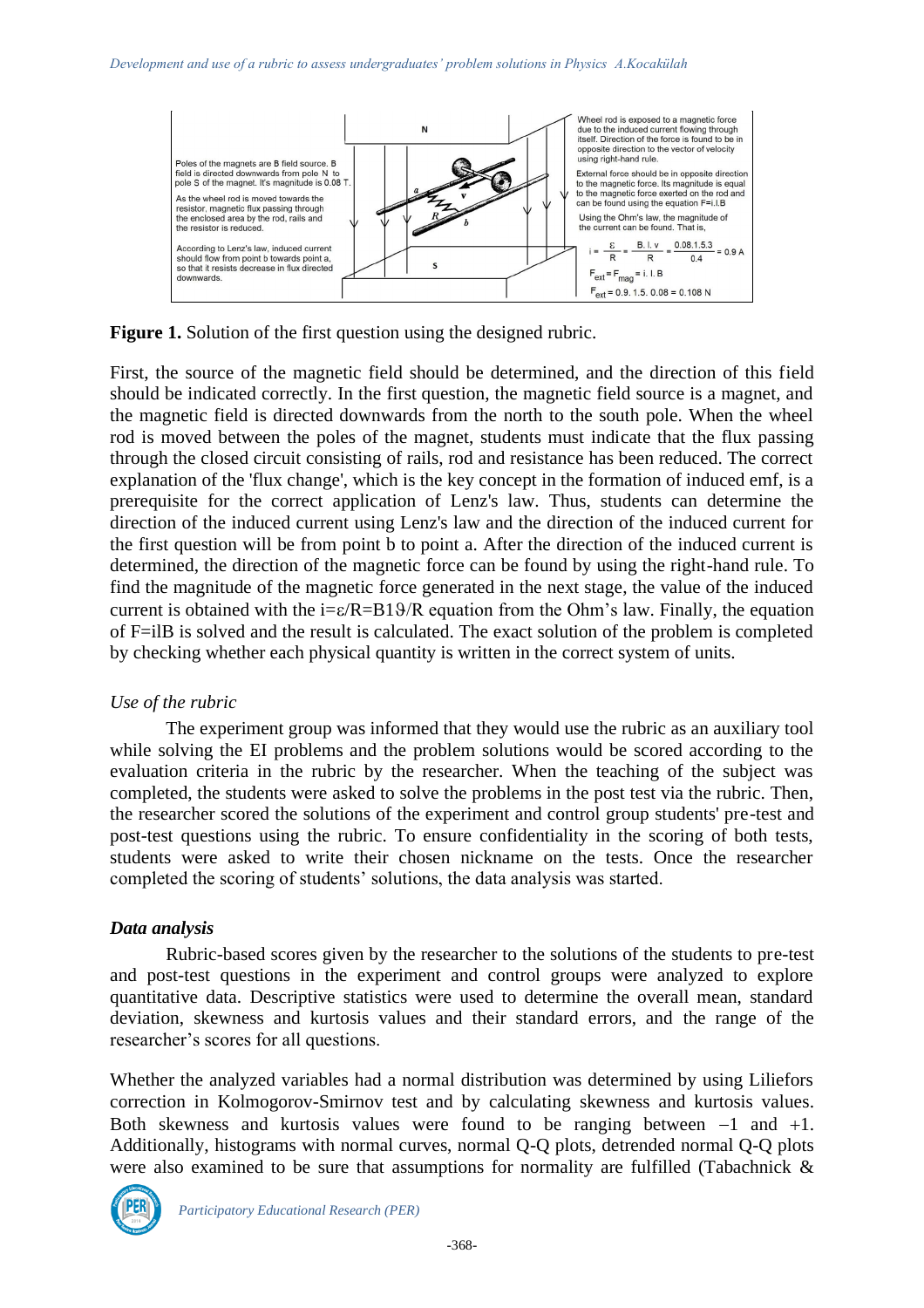Poles of the magnets are B field source. B field is directed downwards from pole N to pole S of the magnet. It's magnitude is 0.08 T.

As the wheel rod is moved towards the resistor, magnetic flux passing through the enclosed area by the rod, rails and the resistor is reduced.

According to Lenz's law, induced current should flow from point b towards point a, so that it resists decrease in flux directed downwards.

Wheel rod is exposed to a magnetic force due to the induced current flowing through itself. Direction of the force is found to be in opposite direction to the vector of velocity using right-hand rule.

External force should be in opposite direction to the magnetic force. Its magnitude is equal to the magnetic force exerted on the rod and can be found using the equation F=i.l.B

Using the Ohm's law, the magnitude of the current can be found. That is,

$$i = \frac{\varepsilon}{R} = \frac{B.l.v}{R} = \frac{0.08.1.5.3}{0.4} = 0.9\text{ A}$$

$$F_{ext} = F_{mag} = i.l.B$$

$$F_{ext} = 0.9.\ 1.5.\ 0.08 = 0.108\text{ N}$$

**Figure 1.** Solution of the first question using the designed rubric.

First, the source of the magnetic field should be determined, and the direction of this field should be indicated correctly. In the first question, the magnetic field source is a magnet, and the magnetic field is directed downwards from the north to the south pole. When the wheel rod is moved between the poles of the magnet, students must indicate that the flux passing through the closed circuit consisting of rails, rod and resistance has been reduced. The correct explanation of the 'flux change', which is the key concept in the formation of induced emf, is a prerequisite for the correct application of Lenz's law. Thus, students can determine the direction of the induced current using Lenz's law and the direction of the induced current for the first question will be from point b to point a. After the direction of the induced current is determined, the direction of the magnetic force can be found by using the right-hand rule. To find the magnitude of the magnetic force generated in the next stage, the value of the induced current is obtained with the $i=\varepsilon/R=Bl\vartheta/R$ equation from the Ohm's law. Finally, the equation of $F=ilB$ is solved and the result is calculated. The exact solution of the problem is completed by checking whether each physical quantity is written in the correct system of units.

*Use of the rubric*

The experiment group was informed that they would use the rubric as an auxiliary tool while solving the EI problems and the problem solutions would be scored according to the evaluation criteria in the rubric by the researcher. When the teaching of the subject was completed, the students were asked to solve the problems in the post test via the rubric. Then, the researcher scored the solutions of the experiment and control group students' pre-test and post-test questions using the rubric. To ensure confidentiality in the scoring of both tests, students were asked to write their chosen nickname on the tests. Once the researcher completed the scoring of students' solutions, the data analysis was started.

### *Data analysis*

Rubric-based scores given by the researcher to the solutions of the students to pre-test and post-test questions in the experiment and control groups were analyzed to explore quantitative data. Descriptive statistics were used to determine the overall mean, standard deviation, skewness and kurtosis values and their standard errors, and the range of the researcher's scores for all questions.

Whether the analyzed variables had a normal distribution was determined by using Liliefors correction in Kolmogorov-Smirnov test and by calculating skewness and kurtosis values. Both skewness and kurtosis values were found to be ranging between $-1$ and $+1$. Additionally, histograms with normal curves, normal Q-Q plots, detrended normal Q-Q plots were also examined to be sure that assumptions for normality are fulfilled (Tabachnick &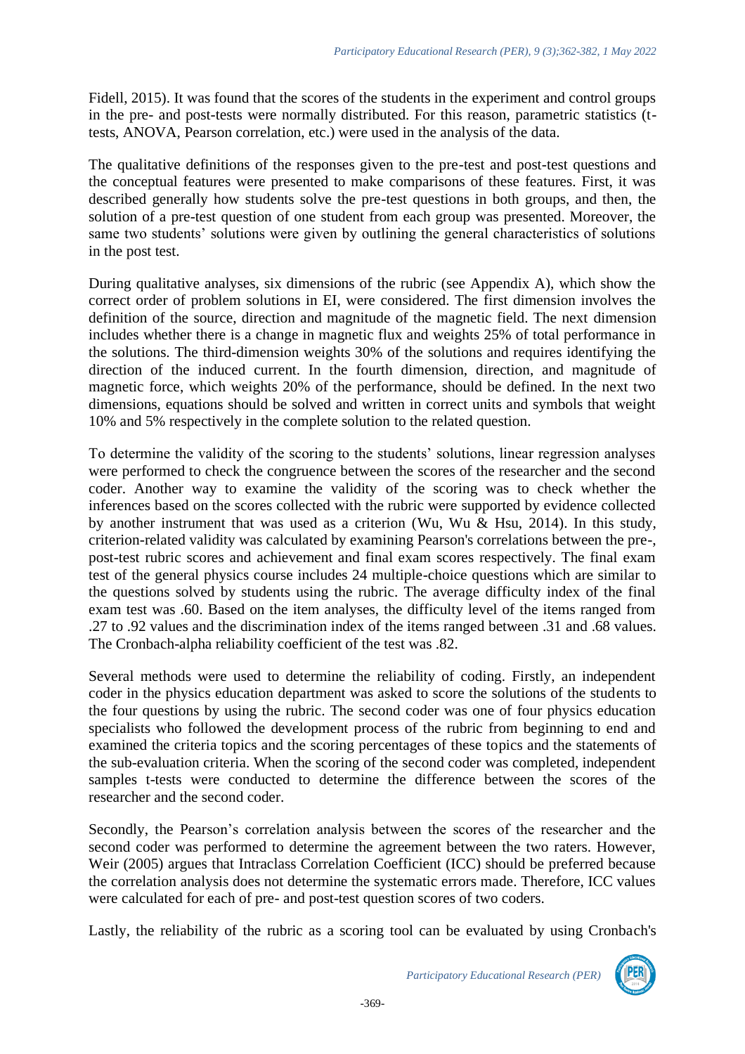Fidell, 2015). It was found that the scores of the students in the experiment and control groups in the pre- and post-tests were normally distributed. For this reason, parametric statistics (t-tests, ANOVA, Pearson correlation, etc.) were used in the analysis of the data.

The qualitative definitions of the responses given to the pre-test and post-test questions and the conceptual features were presented to make comparisons of these features. First, it was described generally how students solve the pre-test questions in both groups, and then, the solution of a pre-test question of one student from each group was presented. Moreover, the same two students' solutions were given by outlining the general characteristics of solutions in the post test.

During qualitative analyses, six dimensions of the rubric (see Appendix A), which show the correct order of problem solutions in EI, were considered. The first dimension involves the definition of the source, direction and magnitude of the magnetic field. The next dimension includes whether there is a change in magnetic flux and weights 25% of total performance in the solutions. The third-dimension weights 30% of the solutions and requires identifying the direction of the induced current. In the fourth dimension, direction, and magnitude of magnetic force, which weights 20% of the performance, should be defined. In the next two dimensions, equations should be solved and written in correct units and symbols that weight 10% and 5% respectively in the complete solution to the related question.

To determine the validity of the scoring to the students' solutions, linear regression analyses were performed to check the congruence between the scores of the researcher and the second coder. Another way to examine the validity of the scoring was to check whether the inferences based on the scores collected with the rubric were supported by evidence collected by another instrument that was used as a criterion (Wu, Wu & Hsu, 2014). In this study, criterion-related validity was calculated by examining Pearson's correlations between the pre-, post-test rubric scores and achievement and final exam scores respectively. The final exam test of the general physics course includes 24 multiple-choice questions which are similar to the questions solved by students using the rubric. The average difficulty index of the final exam test was .60. Based on the item analyses, the difficulty level of the items ranged from .27 to .92 values and the discrimination index of the items ranged between .31 and .68 values. The Cronbach-alpha reliability coefficient of the test was .82.

Several methods were used to determine the reliability of coding. Firstly, an independent coder in the physics education department was asked to score the solutions of the students to the four questions by using the rubric. The second coder was one of four physics education specialists who followed the development process of the rubric from beginning to end and examined the criteria topics and the scoring percentages of these topics and the statements of the sub-evaluation criteria. When the scoring of the second coder was completed, independent samples t-tests were conducted to determine the difference between the scores of the researcher and the second coder.

Secondly, the Pearson's correlation analysis between the scores of the researcher and the second coder was performed to determine the agreement between the two raters. However, Weir (2005) argues that Intraclass Correlation Coefficient (ICC) should be preferred because the correlation analysis does not determine the systematic errors made. Therefore, ICC values were calculated for each of pre- and post-test question scores of two coders.

Lastly, the reliability of the rubric as a scoring tool can be evaluated by using Cronbach's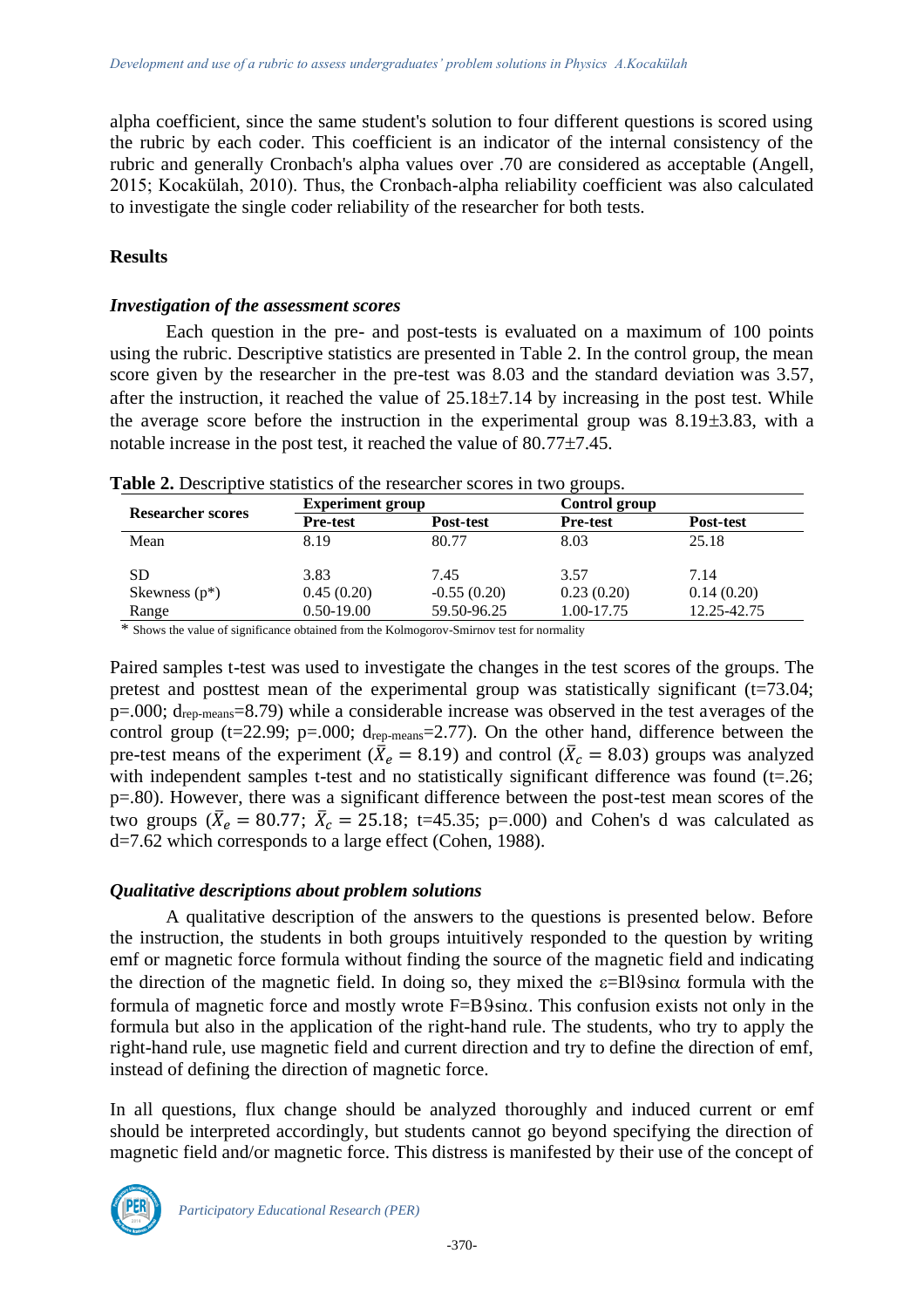alpha coefficient, since the same student's solution to four different questions is scored using the rubric by each coder. This coefficient is an indicator of the internal consistency of the rubric and generally Cronbach's alpha values over .70 are considered as acceptable (Angell, 2015; Kocakülah, 2010). Thus, the Cronbach-alpha reliability coefficient was also calculated to investigate the single coder reliability of the researcher for both tests.

## Results

### *Investigation of the assessment scores*

Each question in the pre- and post-tests is evaluated on a maximum of 100 points using the rubric. Descriptive statistics are presented in Table 2. In the control group, the mean score given by the researcher in the pre-test was 8.03 and the standard deviation was 3.57, after the instruction, it reached the value of 25.18±7.14 by increasing in the post test. While the average score before the instruction in the experimental group was 8.19±3.83, with a notable increase in the post test, it reached the value of 80.77±7.45.

**Table 2.** Descriptive statistics of the researcher scores in two groups.

| Researcher scores | Experiment group | | Control group | |
|---|---|---|---|---|
| | **Pre-test** | **Post-test** | **Pre-test** | **Post-test** |
| Mean | 8.19 | 80.77 | 8.03 | 25.18 |
| SD | 3.83 | 7.45 | 3.57 | 7.14 |
| Skewness (p*) | 0.45 (0.20) | -0.55 (0.20) | 0.23 (0.20) | 0.14 (0.20) |
| Range | 0.50-19.00 | 59.50-96.25 | 1.00-17.75 | 12.25-42.75 |

\* Shows the value of significance obtained from the Kolmogorov-Smirnov test for normality

Paired samples t-test was used to investigate the changes in the test scores of the groups. The pretest and posttest mean of the experimental group was statistically significant (t=73.04; p=.000; $d_{rep\text{-}means}$=8.79) while a considerable increase was observed in the test averages of the control group (t=22.99; p=.000; $d_{rep\text{-}means}$=2.77). On the other hand, difference between the pre-test means of the experiment ($\bar{X}_e = 8.19$) and control ($\bar{X}_c = 8.03$) groups was analyzed with independent samples t-test and no statistically significant difference was found (t=.26; p=.80). However, there was a significant difference between the post-test mean scores of the two groups ($\bar{X}_e = 80.77$; $\bar{X}_c = 25.18$; t=45.35; p=.000) and Cohen's d was calculated as d=7.62 which corresponds to a large effect (Cohen, 1988).

### *Qualitative descriptions about problem solutions*

A qualitative description of the answers to the questions is presented below. Before the instruction, the students in both groups intuitively responded to the question by writing emf or magnetic force formula without finding the source of the magnetic field and indicating the direction of the magnetic field. In doing so, they mixed the $\varepsilon = Bl\vartheta\sin\alpha$ formula with the formula of magnetic force and mostly wrote $F = B\vartheta\sin\alpha$. This confusion exists not only in the formula but also in the application of the right-hand rule. The students, who try to apply the right-hand rule, use magnetic field and current direction and try to define the direction of emf, instead of defining the direction of magnetic force.

In all questions, flux change should be analyzed thoroughly and induced current or emf should be interpreted accordingly, but students cannot go beyond specifying the direction of magnetic field and/or magnetic force. This distress is manifested by their use of the concept of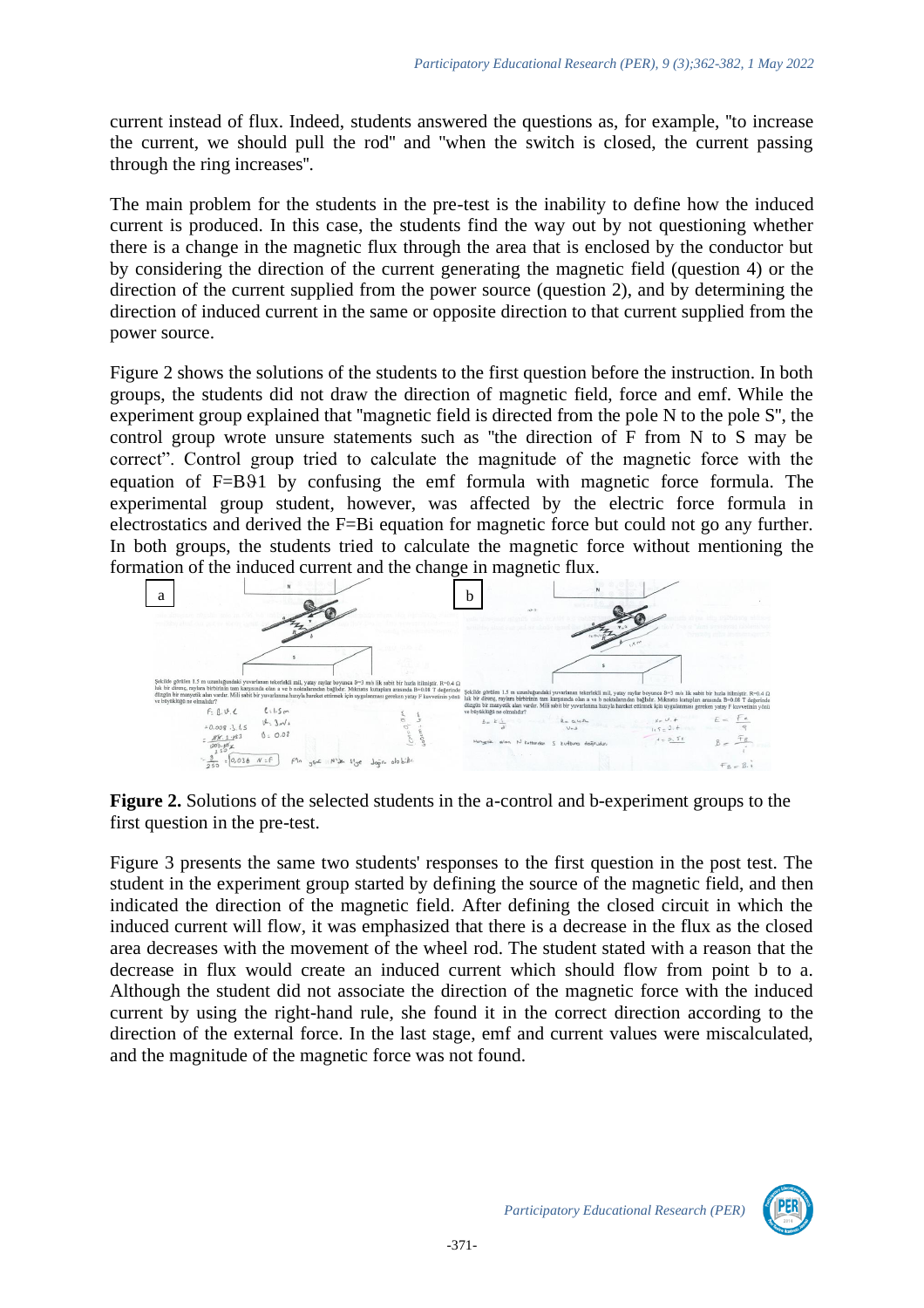current instead of flux. Indeed, students answered the questions as, for example, "to increase the current, we should pull the rod" and "when the switch is closed, the current passing through the ring increases".

The main problem for the students in the pre-test is the inability to define how the induced current is produced. In this case, the students find the way out by not questioning whether there is a change in the magnetic flux through the area that is enclosed by the conductor but by considering the direction of the current generating the magnetic field (question 4) or the direction of the current supplied from the power source (question 2), and by determining the direction of induced current in the same or opposite direction to that current supplied from the power source.

Figure 2 shows the solutions of the students to the first question before the instruction. In both groups, the students did not draw the direction of magnetic field, force and emf. While the experiment group explained that "magnetic field is directed from the pole N to the pole S", the control group wrote unsure statements such as "the direction of F from N to S may be correct". Control group tried to calculate the magnitude of the magnetic force with the equation of $F=B\vartheta l$ by confusing the emf formula with magnetic force formula. The experimental group student, however, was affected by the electric force formula in electrostatics and derived the $F=Bi$ equation for magnetic force but could not go any further. In both groups, the students tried to calculate the magnetic force without mentioning the formation of the induced current and the change in magnetic flux.

**Figure 2.** Solutions of the selected students in the a-control and b-experiment groups to the first question in the pre-test.

Figure 3 presents the same two students' responses to the first question in the post test. The student in the experiment group started by defining the source of the magnetic field, and then indicated the direction of the magnetic field. After defining the closed circuit in which the induced current will flow, it was emphasized that there is a decrease in the flux as the closed area decreases with the movement of the wheel rod. The student stated with a reason that the decrease in flux would create an induced current which should flow from point b to a. Although the student did not associate the direction of the magnetic force with the induced current by using the right-hand rule, she found it in the correct direction according to the direction of the external force. In the last stage, emf and current values were miscalculated, and the magnitude of the magnetic force was not found.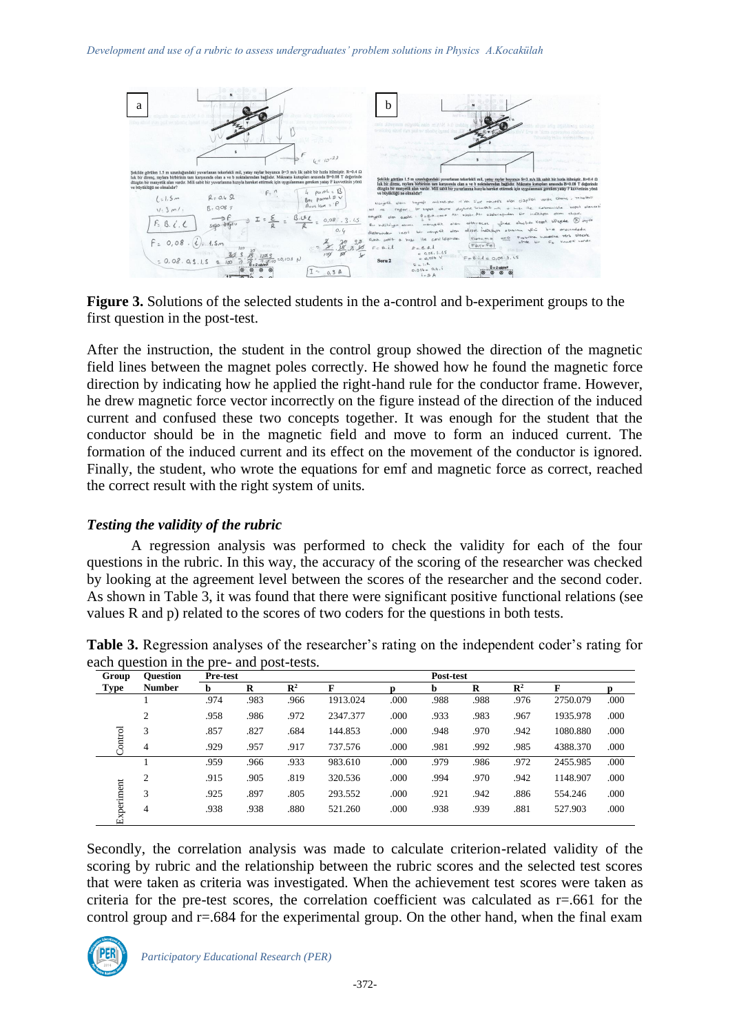**Figure 3.** Solutions of the selected students in the a-control and b-experiment groups to the first question in the post-test.

After the instruction, the student in the control group showed the direction of the magnetic field lines between the magnet poles correctly. He showed how he found the magnetic force direction by indicating how he applied the right-hand rule for the conductor frame. However, he drew magnetic force vector incorrectly on the figure instead of the direction of the induced current and confused these two concepts together. It was enough for the student that the conductor should be in the magnetic field and move to form an induced current. The formation of the induced current and its effect on the movement of the conductor is ignored. Finally, the student, who wrote the equations for emf and magnetic force as correct, reached the correct result with the right system of units.

### *Testing the validity of the rubric*

A regression analysis was performed to check the validity for each of the four questions in the rubric. In this way, the accuracy of the scoring of the researcher was checked by looking at the agreement level between the scores of the researcher and the second coder. As shown in Table 3, it was found that there were significant positive functional relations (see values R and p) related to the scores of two coders for the questions in both tests.

**Table 3.** Regression analyses of the researcher's rating on the independent coder's rating for each question in the pre- and post-tests.

| Group Type | Question Number | Pre-test | | | | | Post-test | | | | |
|---|---|---|---|---|---|---|---|---|---|---|---|
| | | b | R | $R^2$ | F | p | b | R | $R^2$ | F | p |
| Control | 1 | .974 | .983 | .966 | 1913.024 | .000 | .988 | .988 | .976 | 2750.079 | .000 |
| | 2 | .958 | .986 | .972 | 2347.377 | .000 | .933 | .983 | .967 | 1935.978 | .000 |
| | 3 | .857 | .827 | .684 | 144.853 | .000 | .948 | .970 | .942 | 1080.880 | .000 |
| | 4 | .929 | .957 | .917 | 737.576 | .000 | .981 | .992 | .985 | 4388.370 | .000 |
| Experiment | 1 | .959 | .966 | .933 | 983.610 | .000 | .979 | .986 | .972 | 2455.985 | .000 |
| | 2 | .915 | .905 | .819 | 320.536 | .000 | .994 | .970 | .942 | 1148.907 | .000 |
| | 3 | .925 | .897 | .805 | 293.552 | .000 | .921 | .942 | .886 | 554.246 | .000 |
| | 4 | .938 | .938 | .880 | 521.260 | .000 | .938 | .939 | .881 | 527.903 | .000 |

Secondly, the correlation analysis was made to calculate criterion-related validity of the scoring by rubric and the relationship between the rubric scores and the selected test scores that were taken as criteria was investigated. When the achievement test scores were taken as criteria for the pre-test scores, the correlation coefficient was calculated as r=.661 for the control group and r=.684 for the experimental group. On the other hand, when the final exam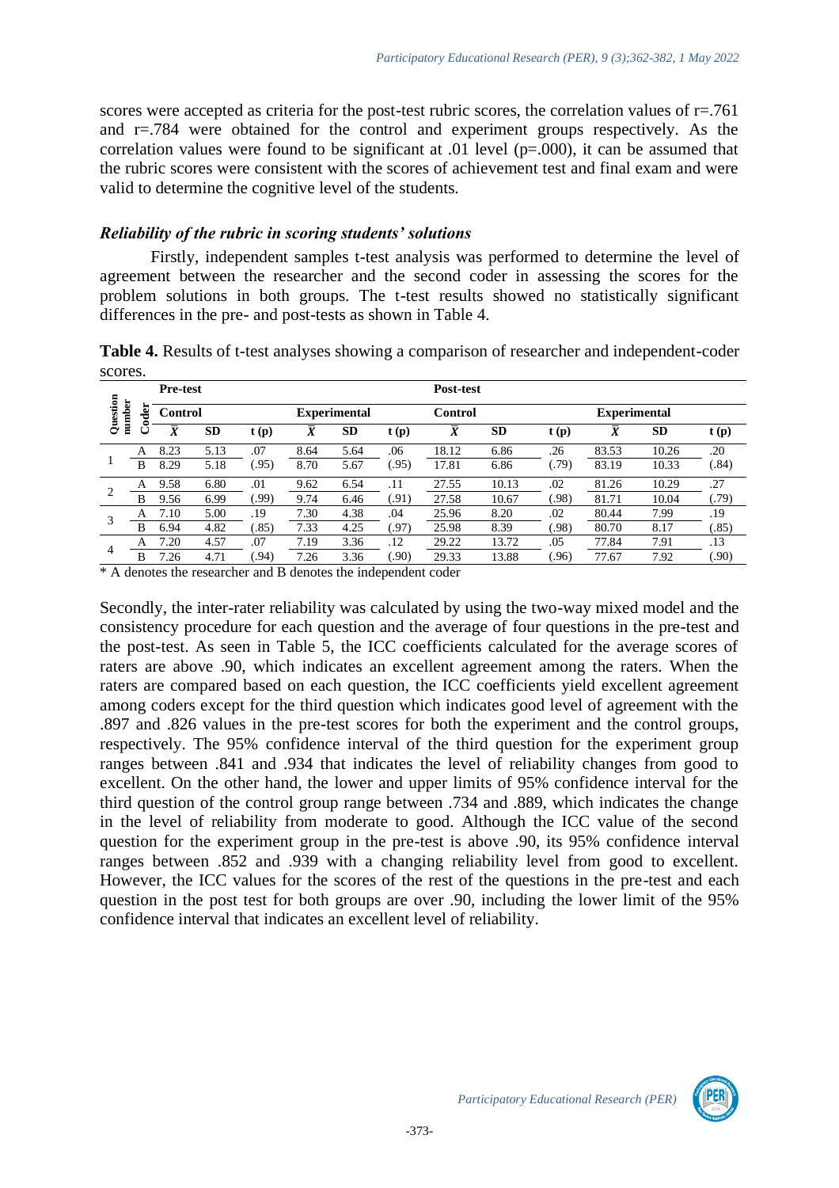scores were accepted as criteria for the post-test rubric scores, the correlation values of r=.761 and r=.784 were obtained for the control and experiment groups respectively. As the correlation values were found to be significant at .01 level (p=.000), it can be assumed that the rubric scores were consistent with the scores of achievement test and final exam and were valid to determine the cognitive level of the students.

### *Reliability of the rubric in scoring students' solutions*

Firstly, independent samples t-test analysis was performed to determine the level of agreement between the researcher and the second coder in assessing the scores for the problem solutions in both groups. The t-test results showed no statistically significant differences in the pre- and post-tests as shown in Table 4.

**Table 4.** Results of t-test analyses showing a comparison of researcher and independent-coder scores.

| Question number | Coder | Pre-test | | | | | | Post-test | | | | | |
|---|---|---|---|---|---|---|---|---|---|---|---|---|---|
| | | Control | | | Experimental | | | Control | | | Experimental | | |
| | | $\bar{X}$ | SD | t (p) | $\bar{X}$ | SD | t (p) | $\bar{X}$ | SD | t (p) | $\bar{X}$ | SD | t (p) |
| 1 | A | 8.23 | 5.13 | .07 | 8.64 | 5.64 | .06 | 18.12 | 6.86 | .26 | 83.53 | 10.26 | .20 |
| | B | 8.29 | 5.18 | (.95) | 8.70 | 5.67 | (.95) | 17.81 | 6.86 | (.79) | 83.19 | 10.33 | (.84) |
| 2 | A | 9.58 | 6.80 | .01 | 9.62 | 6.54 | .11 | 27.55 | 10.13 | .02 | 81.26 | 10.29 | .27 |
| | B | 9.56 | 6.99 | (.99) | 9.74 | 6.46 | (.91) | 27.58 | 10.67 | (.98) | 81.71 | 10.04 | (.79) |
| 3 | A | 7.10 | 5.00 | .19 | 7.30 | 4.38 | .04 | 25.96 | 8.20 | .02 | 80.44 | 7.99 | .19 |
| | B | 6.94 | 4.82 | (.85) | 7.33 | 4.25 | (.97) | 25.98 | 8.39 | (.98) | 80.70 | 8.17 | (.85) |
| 4 | A | 7.20 | 4.57 | .07 | 7.19 | 3.36 | .12 | 29.22 | 13.72 | .05 | 77.84 | 7.91 | .13 |
| | B | 7.26 | 4.71 | (.94) | 7.26 | 3.36 | (.90) | 29.33 | 13.88 | (.96) | 77.67 | 7.92 | (.90) |

\* A denotes the researcher and B denotes the independent coder

Secondly, the inter-rater reliability was calculated by using the two-way mixed model and the consistency procedure for each question and the average of four questions in the pre-test and the post-test. As seen in Table 5, the ICC coefficients calculated for the average scores of raters are above .90, which indicates an excellent agreement among the raters. When the raters are compared based on each question, the ICC coefficients yield excellent agreement among coders except for the third question which indicates good level of agreement with the .897 and .826 values in the pre-test scores for both the experiment and the control groups, respectively. The 95% confidence interval of the third question for the experiment group ranges between .841 and .934 that indicates the level of reliability changes from good to excellent. On the other hand, the lower and upper limits of 95% confidence interval for the third question of the control group range between .734 and .889, which indicates the change in the level of reliability from moderate to good. Although the ICC value of the second question for the experiment group in the pre-test is above .90, its 95% confidence interval ranges between .852 and .939 with a changing reliability level from good to excellent. However, the ICC values for the scores of the rest of the questions in the pre-test and each question in the post test for both groups are over .90, including the lower limit of the 95% confidence interval that indicates an excellent level of reliability.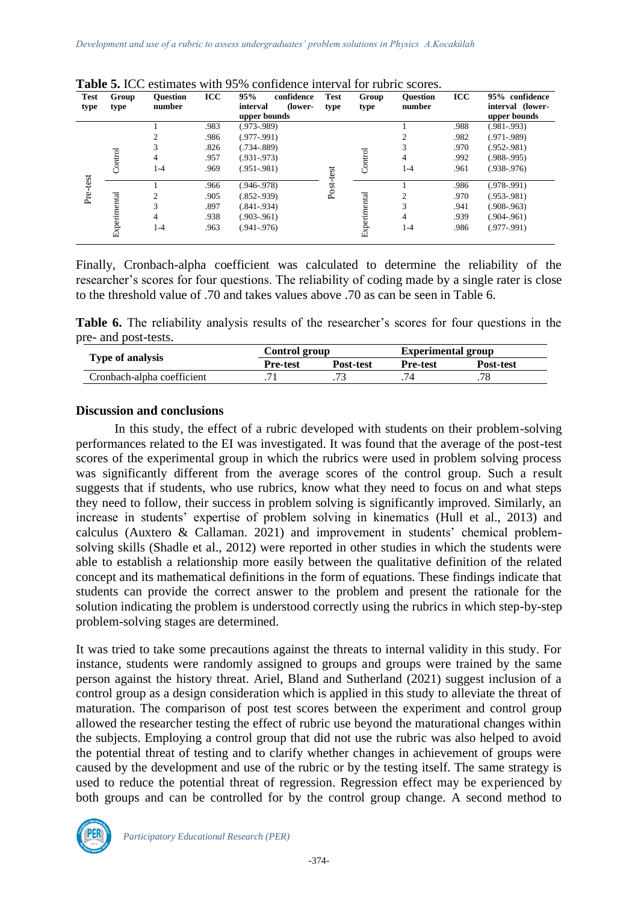**Table 5.** ICC estimates with 95% confidence interval for rubric scores.

| Test type | Group type | Question number | ICC | 95% confidence interval (lower-upper bounds | Test type | Group type | Question number | ICC | 95% confidence interval (lower-upper bounds |
|---|---|---|---|---|---|---|---|---|---|
| Pre-test | Control | 1 | .983 | (.973-.989) | Post-test | Control | 1 | .988 | (.981-.993) |
| | | 2 | .986 | (.977-.991) | | | 2 | .982 | (.971-.989) |
| | | 3 | .826 | (.734-.889) | | | 3 | .970 | (.952-.981) |
| | | 4 | .957 | (.931-.973) | | | 4 | .992 | (.988-.995) |
| | | 1-4 | .969 | (.951-.981) | | | 1-4 | .961 | (.938-.976) |
| | Experimental | 1 | .966 | (.946-.978) | | Experimental | 1 | .986 | (.978-.991) |
| | | 2 | .905 | (.852-.939) | | | 2 | .970 | (.953-.981) |
| | | 3 | .897 | (.841-.934) | | | 3 | .941 | (.908-.963) |
| | | 4 | .938 | (.903-.961) | | | 4 | .939 | (.904-.961) |
| | | 1-4 | .963 | (.941-.976) | | | 1-4 | .986 | (.977-.991) |

Finally, Cronbach-alpha coefficient was calculated to determine the reliability of the researcher's scores for four questions. The reliability of coding made by a single rater is close to the threshold value of .70 and takes values above .70 as can be seen in Table 6.

**Table 6.** The reliability analysis results of the researcher's scores for four questions in the pre- and post-tests.

| Type of analysis | Control group | | Experimental group | |
|---|---|---|---|---|
| | Pre-test | Post-test | Pre-test | Post-test |
| Cronbach-alpha coefficient | .71 | .73 | .74 | .78 |

## Discussion and conclusions

In this study, the effect of a rubric developed with students on their problem-solving performances related to the EI was investigated. It was found that the average of the post-test scores of the experimental group in which the rubrics were used in problem solving process was significantly different from the average scores of the control group. Such a result suggests that if students, who use rubrics, know what they need to focus on and what steps they need to follow, their success in problem solving is significantly improved. Similarly, an increase in students' expertise of problem solving in kinematics (Hull et al., 2013) and calculus (Auxtero & Callaman. 2021) and improvement in students' chemical problem-solving skills (Shadle et al., 2012) were reported in other studies in which the students were able to establish a relationship more easily between the qualitative definition of the related concept and its mathematical definitions in the form of equations. These findings indicate that students can provide the correct answer to the problem and present the rationale for the solution indicating the problem is understood correctly using the rubrics in which step-by-step problem-solving stages are determined.

It was tried to take some precautions against the threats to internal validity in this study. For instance, students were randomly assigned to groups and groups were trained by the same person against the history threat. Ariel, Bland and Sutherland (2021) suggest inclusion of a control group as a design consideration which is applied in this study to alleviate the threat of maturation. The comparison of post test scores between the experiment and control group allowed the researcher testing the effect of rubric use beyond the maturational changes within the subjects. Employing a control group that did not use the rubric was also helped to avoid the potential threat of testing and to clarify whether changes in achievement of groups were caused by the development and use of the rubric or by the testing itself. The same strategy is used to reduce the potential threat of regression. Regression effect may be experienced by both groups and can be controlled for by the control group change. A second method to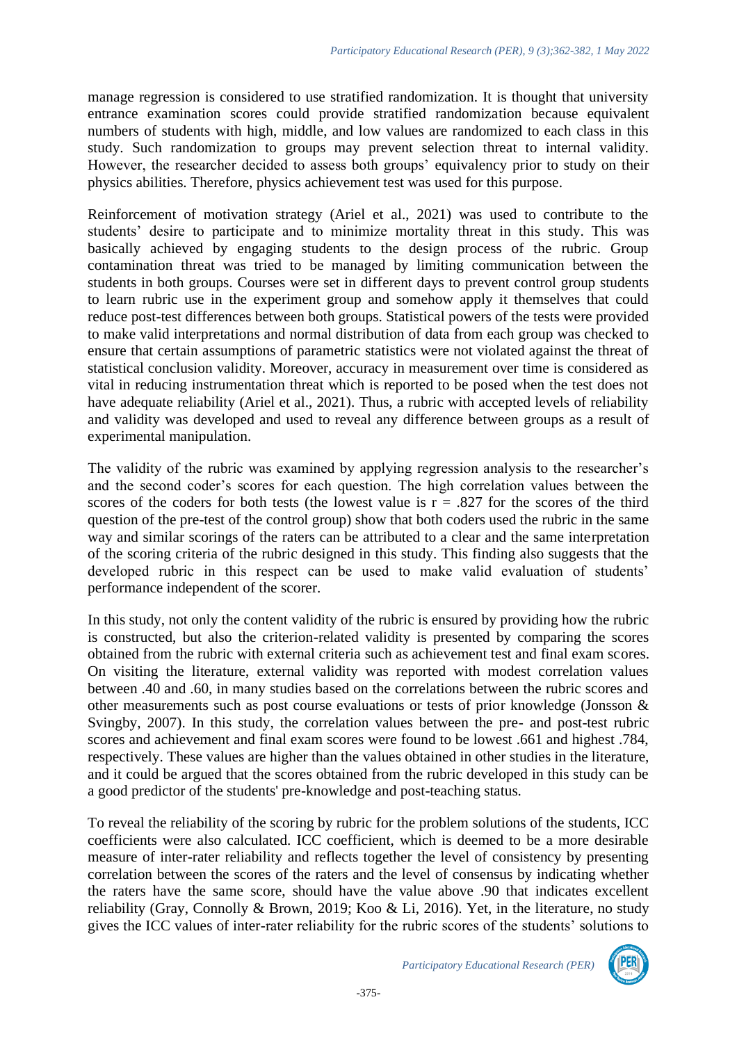manage regression is considered to use stratified randomization. It is thought that university entrance examination scores could provide stratified randomization because equivalent numbers of students with high, middle, and low values are randomized to each class in this study. Such randomization to groups may prevent selection threat to internal validity. However, the researcher decided to assess both groups' equivalency prior to study on their physics abilities. Therefore, physics achievement test was used for this purpose.

Reinforcement of motivation strategy (Ariel et al., 2021) was used to contribute to the students' desire to participate and to minimize mortality threat in this study. This was basically achieved by engaging students to the design process of the rubric. Group contamination threat was tried to be managed by limiting communication between the students in both groups. Courses were set in different days to prevent control group students to learn rubric use in the experiment group and somehow apply it themselves that could reduce post-test differences between both groups. Statistical powers of the tests were provided to make valid interpretations and normal distribution of data from each group was checked to ensure that certain assumptions of parametric statistics were not violated against the threat of statistical conclusion validity. Moreover, accuracy in measurement over time is considered as vital in reducing instrumentation threat which is reported to be posed when the test does not have adequate reliability (Ariel et al., 2021). Thus, a rubric with accepted levels of reliability and validity was developed and used to reveal any difference between groups as a result of experimental manipulation.

The validity of the rubric was examined by applying regression analysis to the researcher's and the second coder's scores for each question. The high correlation values between the scores of the coders for both tests (the lowest value is $r = .827$ for the scores of the third question of the pre-test of the control group) show that both coders used the rubric in the same way and similar scorings of the raters can be attributed to a clear and the same interpretation of the scoring criteria of the rubric designed in this study. This finding also suggests that the developed rubric in this respect can be used to make valid evaluation of students' performance independent of the scorer.

In this study, not only the content validity of the rubric is ensured by providing how the rubric is constructed, but also the criterion-related validity is presented by comparing the scores obtained from the rubric with external criteria such as achievement test and final exam scores. On visiting the literature, external validity was reported with modest correlation values between .40 and .60, in many studies based on the correlations between the rubric scores and other measurements such as post course evaluations or tests of prior knowledge (Jonsson & Svingby, 2007). In this study, the correlation values between the pre- and post-test rubric scores and achievement and final exam scores were found to be lowest .661 and highest .784, respectively. These values are higher than the values obtained in other studies in the literature, and it could be argued that the scores obtained from the rubric developed in this study can be a good predictor of the students' pre-knowledge and post-teaching status.

To reveal the reliability of the scoring by rubric for the problem solutions of the students, ICC coefficients were also calculated. ICC coefficient, which is deemed to be a more desirable measure of inter-rater reliability and reflects together the level of consistency by presenting correlation between the scores of the raters and the level of consensus by indicating whether the raters have the same score, should have the value above .90 that indicates excellent reliability (Gray, Connolly & Brown, 2019; Koo & Li, 2016). Yet, in the literature, no study gives the ICC values of inter-rater reliability for the rubric scores of the students' solutions to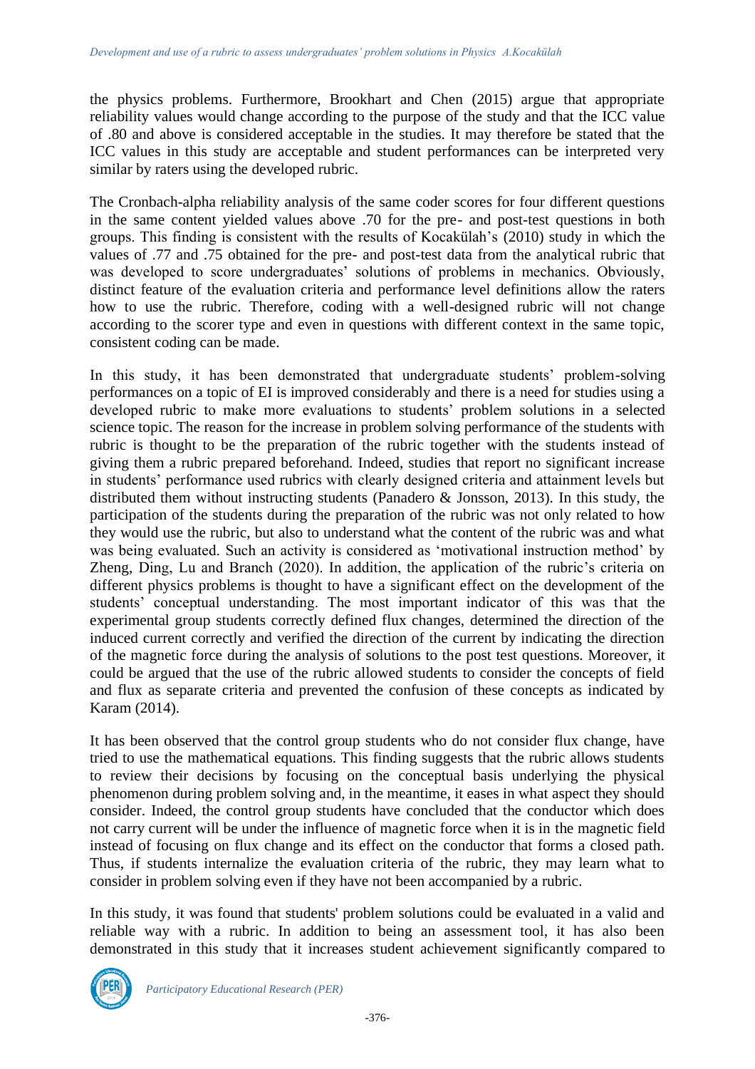the physics problems. Furthermore, Brookhart and Chen (2015) argue that appropriate reliability values would change according to the purpose of the study and that the ICC value of .80 and above is considered acceptable in the studies. It may therefore be stated that the ICC values in this study are acceptable and student performances can be interpreted very similar by raters using the developed rubric.

The Cronbach-alpha reliability analysis of the same coder scores for four different questions in the same content yielded values above .70 for the pre- and post-test questions in both groups. This finding is consistent with the results of Kocakülah's (2010) study in which the values of .77 and .75 obtained for the pre- and post-test data from the analytical rubric that was developed to score undergraduates' solutions of problems in mechanics. Obviously, distinct feature of the evaluation criteria and performance level definitions allow the raters how to use the rubric. Therefore, coding with a well-designed rubric will not change according to the scorer type and even in questions with different context in the same topic, consistent coding can be made.

In this study, it has been demonstrated that undergraduate students' problem-solving performances on a topic of EI is improved considerably and there is a need for studies using a developed rubric to make more evaluations to students' problem solutions in a selected science topic. The reason for the increase in problem solving performance of the students with rubric is thought to be the preparation of the rubric together with the students instead of giving them a rubric prepared beforehand. Indeed, studies that report no significant increase in students' performance used rubrics with clearly designed criteria and attainment levels but distributed them without instructing students (Panadero & Jonsson, 2013). In this study, the participation of the students during the preparation of the rubric was not only related to how they would use the rubric, but also to understand what the content of the rubric was and what was being evaluated. Such an activity is considered as 'motivational instruction method' by Zheng, Ding, Lu and Branch (2020). In addition, the application of the rubric's criteria on different physics problems is thought to have a significant effect on the development of the students' conceptual understanding. The most important indicator of this was that the experimental group students correctly defined flux changes, determined the direction of the induced current correctly and verified the direction of the current by indicating the direction of the magnetic force during the analysis of solutions to the post test questions. Moreover, it could be argued that the use of the rubric allowed students to consider the concepts of field and flux as separate criteria and prevented the confusion of these concepts as indicated by Karam (2014).

It has been observed that the control group students who do not consider flux change, have tried to use the mathematical equations. This finding suggests that the rubric allows students to review their decisions by focusing on the conceptual basis underlying the physical phenomenon during problem solving and, in the meantime, it eases in what aspect they should consider. Indeed, the control group students have concluded that the conductor which does not carry current will be under the influence of magnetic force when it is in the magnetic field instead of focusing on flux change and its effect on the conductor that forms a closed path. Thus, if students internalize the evaluation criteria of the rubric, they may learn what to consider in problem solving even if they have not been accompanied by a rubric.

In this study, it was found that students' problem solutions could be evaluated in a valid and reliable way with a rubric. In addition to being an assessment tool, it has also been demonstrated in this study that it increases student achievement significantly compared to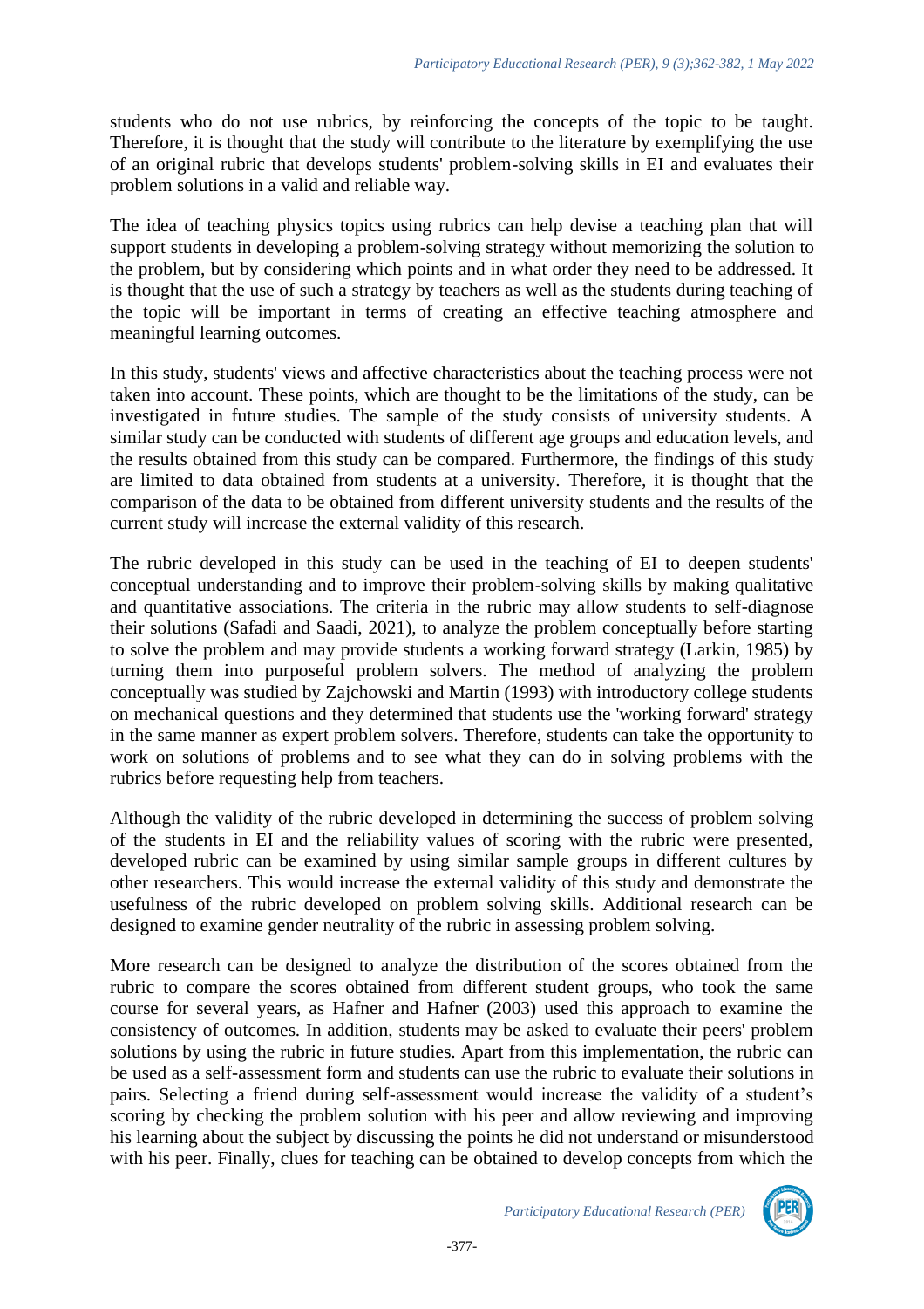students who do not use rubrics, by reinforcing the concepts of the topic to be taught. Therefore, it is thought that the study will contribute to the literature by exemplifying the use of an original rubric that develops students' problem-solving skills in EI and evaluates their problem solutions in a valid and reliable way.

The idea of teaching physics topics using rubrics can help devise a teaching plan that will support students in developing a problem-solving strategy without memorizing the solution to the problem, but by considering which points and in what order they need to be addressed. It is thought that the use of such a strategy by teachers as well as the students during teaching of the topic will be important in terms of creating an effective teaching atmosphere and meaningful learning outcomes.

In this study, students' views and affective characteristics about the teaching process were not taken into account. These points, which are thought to be the limitations of the study, can be investigated in future studies. The sample of the study consists of university students. A similar study can be conducted with students of different age groups and education levels, and the results obtained from this study can be compared. Furthermore, the findings of this study are limited to data obtained from students at a university. Therefore, it is thought that the comparison of the data to be obtained from different university students and the results of the current study will increase the external validity of this research.

The rubric developed in this study can be used in the teaching of EI to deepen students' conceptual understanding and to improve their problem-solving skills by making qualitative and quantitative associations. The criteria in the rubric may allow students to self-diagnose their solutions (Safadi and Saadi, 2021), to analyze the problem conceptually before starting to solve the problem and may provide students a working forward strategy (Larkin, 1985) by turning them into purposeful problem solvers. The method of analyzing the problem conceptually was studied by Zajchowski and Martin (1993) with introductory college students on mechanical questions and they determined that students use the 'working forward' strategy in the same manner as expert problem solvers. Therefore, students can take the opportunity to work on solutions of problems and to see what they can do in solving problems with the rubrics before requesting help from teachers.

Although the validity of the rubric developed in determining the success of problem solving of the students in EI and the reliability values of scoring with the rubric were presented, developed rubric can be examined by using similar sample groups in different cultures by other researchers. This would increase the external validity of this study and demonstrate the usefulness of the rubric developed on problem solving skills. Additional research can be designed to examine gender neutrality of the rubric in assessing problem solving.

More research can be designed to analyze the distribution of the scores obtained from the rubric to compare the scores obtained from different student groups, who took the same course for several years, as Hafner and Hafner (2003) used this approach to examine the consistency of outcomes. In addition, students may be asked to evaluate their peers' problem solutions by using the rubric in future studies. Apart from this implementation, the rubric can be used as a self-assessment form and students can use the rubric to evaluate their solutions in pairs. Selecting a friend during self-assessment would increase the validity of a student's scoring by checking the problem solution with his peer and allow reviewing and improving his learning about the subject by discussing the points he did not understand or misunderstood with his peer. Finally, clues for teaching can be obtained to develop concepts from which the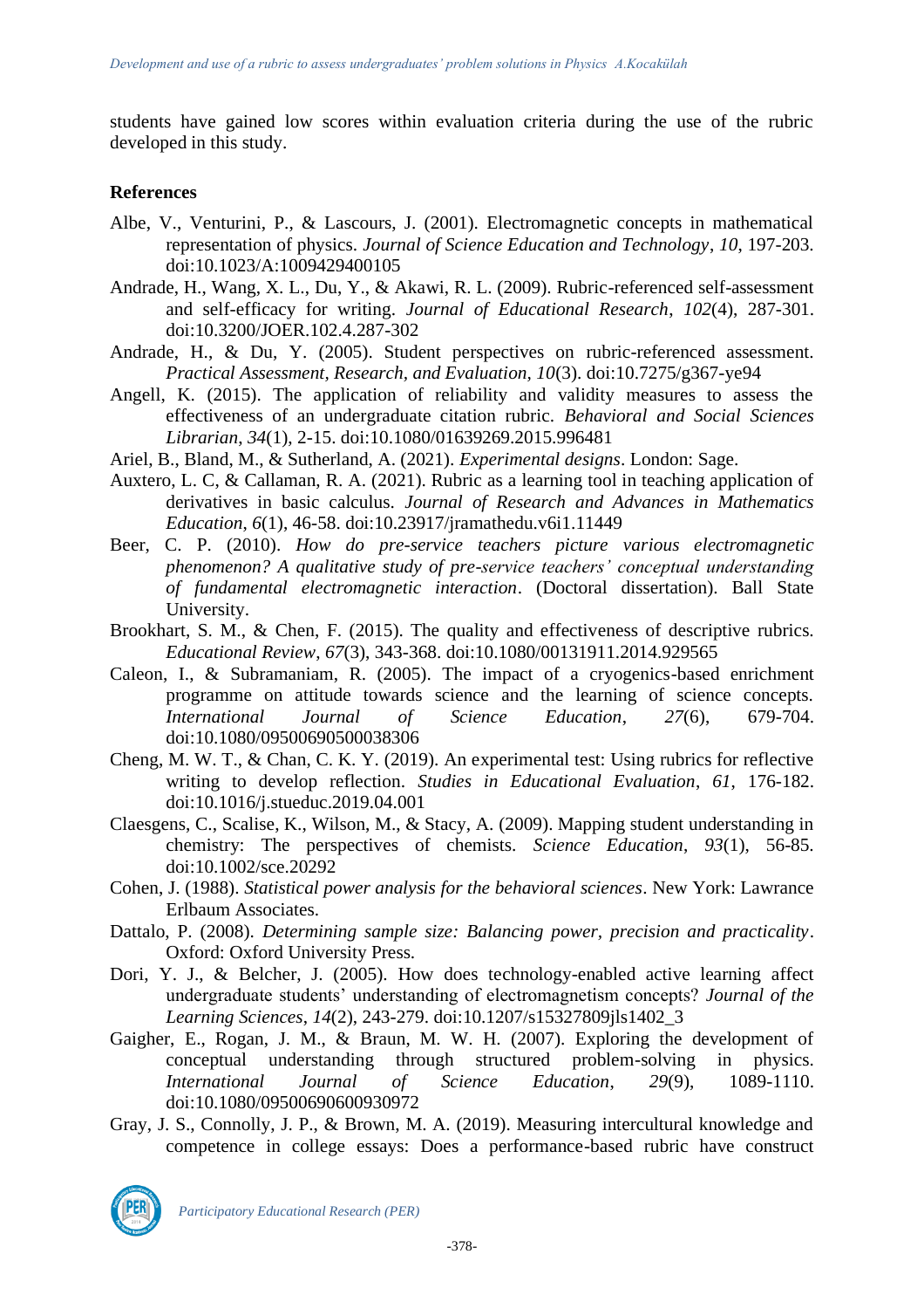students have gained low scores within evaluation criteria during the use of the rubric developed in this study.

## References

Albe, V., Venturini, P., & Lascours, J. (2001). Electromagnetic concepts in mathematical representation of physics. *Journal of Science Education and Technology*, *10*, 197-203. doi:10.1023/A:1009429400105

Andrade, H., Wang, X. L., Du, Y., & Akawi, R. L. (2009). Rubric-referenced self-assessment and self-efficacy for writing. *Journal of Educational Research*, *102*(4), 287-301. doi:10.3200/JOER.102.4.287-302

Andrade, H., & Du, Y. (2005). Student perspectives on rubric-referenced assessment. *Practical Assessment, Research, and Evaluation*, *10*(3). doi:10.7275/g367-ye94

Angell, K. (2015). The application of reliability and validity measures to assess the effectiveness of an undergraduate citation rubric. *Behavioral and Social Sciences Librarian, 34*(1), 2-15. doi:10.1080/01639269.2015.996481

Ariel, B., Bland, M., & Sutherland, A. (2021). *Experimental designs*. London: Sage.

Auxtero, L. C, & Callaman, R. A. (2021). Rubric as a learning tool in teaching application of derivatives in basic calculus. *Journal of Research and Advances in Mathematics Education*, *6*(1), 46-58. doi:10.23917/jramathedu.v6i1.11449

Beer, C. P. (2010). *How do pre-service teachers picture various electromagnetic phenomenon? A qualitative study of pre-service teachers' conceptual understanding of fundamental electromagnetic interaction*. (Doctoral dissertation). Ball State University.

Brookhart, S. M., & Chen, F. (2015). The quality and effectiveness of descriptive rubrics. *Educational Review*, *67*(3), 343-368. doi:10.1080/00131911.2014.929565

Caleon, I., & Subramaniam, R. (2005). The impact of a cryogenics-based enrichment programme on attitude towards science and the learning of science concepts. *International Journal of Science Education*, *27*(6), 679-704. doi:10.1080/09500690500038306

Cheng, M. W. T., & Chan, C. K. Y. (2019). An experimental test: Using rubrics for reflective writing to develop reflection. *Studies in Educational Evaluation*, *61*, 176-182. doi:10.1016/j.stueduc.2019.04.001

Claesgens, C., Scalise, K., Wilson, M., & Stacy, A. (2009). Mapping student understanding in chemistry: The perspectives of chemists. *Science Education*, *93*(1), 56-85. doi:10.1002/sce.20292

Cohen, J. (1988). *Statistical power analysis for the behavioral sciences*. New York: Lawrance Erlbaum Associates.

Dattalo, P. (2008). *Determining sample size: Balancing power, precision and practicality*. Oxford: Oxford University Press.

Dori, Y. J., & Belcher, J. (2005). How does technology-enabled active learning affect undergraduate students' understanding of electromagnetism concepts? *Journal of the Learning Sciences*, *14*(2), 243-279. doi:10.1207/s15327809jls1402_3

Gaigher, E., Rogan, J. M., & Braun, M. W. H. (2007). Exploring the development of conceptual understanding through structured problem-solving in physics. *International Journal of Science Education*, *29*(9), 1089-1110. doi:10.1080/09500690600930972

Gray, J. S., Connolly, J. P., & Brown, M. A. (2019). Measuring intercultural knowledge and competence in college essays: Does a performance-based rubric have construct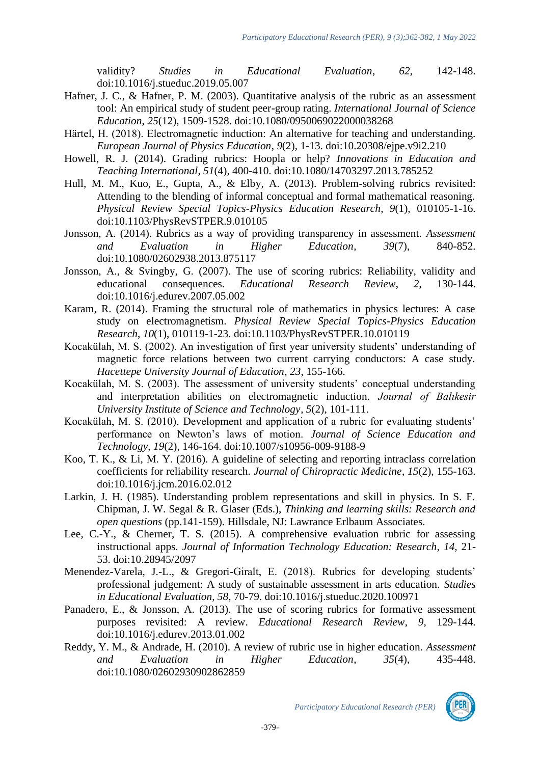validity? *Studies in Educational Evaluation*, *62*, 142-148. doi:10.1016/j.stueduc.2019.05.007

Hafner, J. C., & Hafner, P. M. (2003). Quantitative analysis of the rubric as an assessment tool: An empirical study of student peer-group rating. *International Journal of Science Education*, *25*(12), 1509-1528. doi:10.1080/0950069022000038268

Härtel, H. (2018). Electromagnetic induction: An alternative for teaching and understanding. *European Journal of Physics Education*, *9*(2), 1-13. doi:10.20308/ejpe.v9i2.210

Howell, R. J. (2014). Grading rubrics: Hoopla or help? *Innovations in Education and Teaching International*, *51*(4), 400-410. doi:10.1080/14703297.2013.785252

Hull, M. M., Kuo, E., Gupta, A., & Elby, A. (2013). Problem-solving rubrics revisited: Attending to the blending of informal conceptual and formal mathematical reasoning. *Physical Review Special Topics-Physics Education Research*, *9*(1), 010105-1-16. doi:10.1103/PhysRevSTPER.9.010105

Jonsson, A. (2014). Rubrics as a way of providing transparency in assessment. *Assessment and Evaluation in Higher Education*, *39*(7), 840-852. doi:10.1080/02602938.2013.875117

Jonsson, A., & Svingby, G. (2007). The use of scoring rubrics: Reliability, validity and educational consequences. *Educational Research Review*, *2*, 130-144. doi:10.1016/j.edurev.2007.05.002

Karam, R. (2014). Framing the structural role of mathematics in physics lectures: A case study on electromagnetism. *Physical Review Special Topics-Physics Education Research*, *10*(1), 010119-1-23. doi:10.1103/PhysRevSTPER.10.010119

Kocakülah, M. S. (2002). An investigation of first year university students' understanding of magnetic force relations between two current carrying conductors: A case study. *Hacettepe University Journal of Education*, *23*, 155-166.

Kocakülah, M. S. (2003). The assessment of university students' conceptual understanding and interpretation abilities on electromagnetic induction. *Journal of Balıkesir University Institute of Science and Technology*, *5*(2), 101-111.

Kocakülah, M. S. (2010). Development and application of a rubric for evaluating students' performance on Newton's laws of motion. *Journal of Science Education and Technology*, *19*(2), 146-164. doi:10.1007/s10956-009-9188-9

Koo, T. K., & Li, M. Y. (2016). A guideline of selecting and reporting intraclass correlation coefficients for reliability research. *Journal of Chiropractic Medicine*, *15*(2), 155-163. doi:10.1016/j.jcm.2016.02.012

Larkin, J. H. (1985). Understanding problem representations and skill in physics. In S. F. Chipman, J. W. Segal & R. Glaser (Eds.), *Thinking and learning skills: Research and open questions* (pp.141-159). Hillsdale, NJ: Lawrance Erlbaum Associates.

Lee, C.-Y., & Cherner, T. S. (2015). A comprehensive evaluation rubric for assessing instructional apps. *Journal of Information Technology Education: Research*, *14*, 21-53. doi:10.28945/2097

Menendez-Varela, J.-L., & Gregori-Giralt, E. (2018). Rubrics for developing students' professional judgement: A study of sustainable assessment in arts education. *Studies in Educational Evaluation*, *58*, 70-79. doi:10.1016/j.stueduc.2020.100971

Panadero, E., & Jonsson, A. (2013). The use of scoring rubrics for formative assessment purposes revisited: A review. *Educational Research Review*, *9*, 129-144. doi:10.1016/j.edurev.2013.01.002

Reddy, Y. M., & Andrade, H. (2010). A review of rubric use in higher education. *Assessment and Evaluation in Higher Education*, *35*(4), 435-448. doi:10.1080/02602930902862859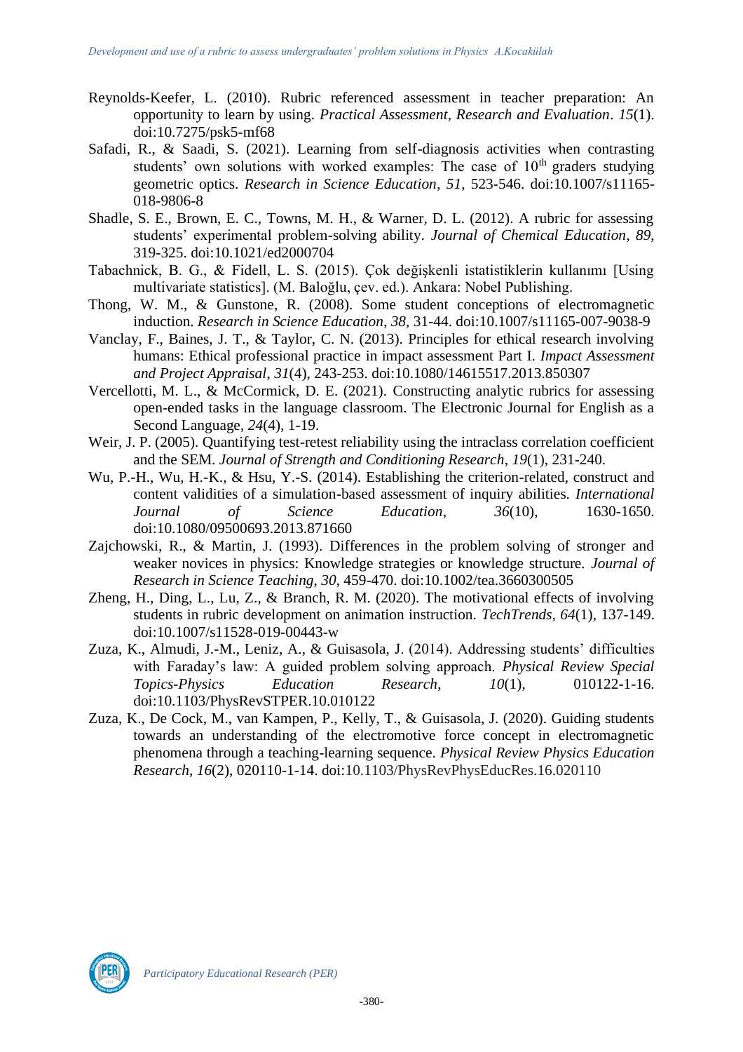Reynolds-Keefer, L. (2010). Rubric referenced assessment in teacher preparation: An opportunity to learn by using. *Practical Assessment, Research and Evaluation*. *15*(1). doi:10.7275/psk5-mf68

Safadi, R., & Saadi, S. (2021). Learning from self-diagnosis activities when contrasting students' own solutions with worked examples: The case of 10th graders studying geometric optics. *Research in Science Education*, *51*, 523-546. doi:10.1007/s11165-018-9806-8

Shadle, S. E., Brown, E. C., Towns, M. H., & Warner, D. L. (2012). A rubric for assessing students' experimental problem-solving ability. *Journal of Chemical Education*, *89*, 319-325. doi:10.1021/ed2000704

Tabachnick, B. G., & Fidell, L. S. (2015). Çok değişkenli istatistiklerin kullanımı [Using multivariate statistics]. (M. Baloğlu, çev. ed.). Ankara: Nobel Publishing.

Thong, W. M., & Gunstone, R. (2008). Some student conceptions of electromagnetic induction. *Research in Science Education*, *38*, 31-44. doi:10.1007/s11165-007-9038-9

Vanclay, F., Baines, J. T., & Taylor, C. N. (2013). Principles for ethical research involving humans: Ethical professional practice in impact assessment Part I. *Impact Assessment and Project Appraisal*, *31*(4), 243-253. doi:10.1080/14615517.2013.850307

Vercellotti, M. L., & McCormick, D. E. (2021). Constructing analytic rubrics for assessing open-ended tasks in the language classroom. The Electronic Journal for English as a Second Language, *24*(4), 1-19.

Weir, J. P. (2005). Quantifying test-retest reliability using the intraclass correlation coefficient and the SEM. *Journal of Strength and Conditioning Research*, *19*(1), 231-240.

Wu, P.-H., Wu, H.-K., & Hsu, Y.-S. (2014). Establishing the criterion-related, construct and content validities of a simulation-based assessment of inquiry abilities. *International Journal of Science Education*, *36*(10), 1630-1650. doi:10.1080/09500693.2013.871660

Zajchowski, R., & Martin, J. (1993). Differences in the problem solving of stronger and weaker novices in physics: Knowledge strategies or knowledge structure. *Journal of Research in Science Teaching*, *30*, 459-470. doi:10.1002/tea.3660300505

Zheng, H., Ding, L., Lu, Z., & Branch, R. M. (2020). The motivational effects of involving students in rubric development on animation instruction. *TechTrends*, *64*(1), 137-149. doi:10.1007/s11528-019-00443-w

Zuza, K., Almudi, J.-M., Leniz, A., & Guisasola, J. (2014). Addressing students' difficulties with Faraday's law: A guided problem solving approach. *Physical Review Special Topics-Physics Education Research*, *10*(1), 010122-1-16. doi:10.1103/PhysRevSTPER.10.010122

Zuza, K., De Cock, M., van Kampen, P., Kelly, T., & Guisasola, J. (2020). Guiding students towards an understanding of the electromotive force concept in electromagnetic phenomena through a teaching-learning sequence. *Physical Review Physics Education Research*, *16*(2), 020110-1-14. doi:10.1103/PhysRevPhysEducRes.16.020110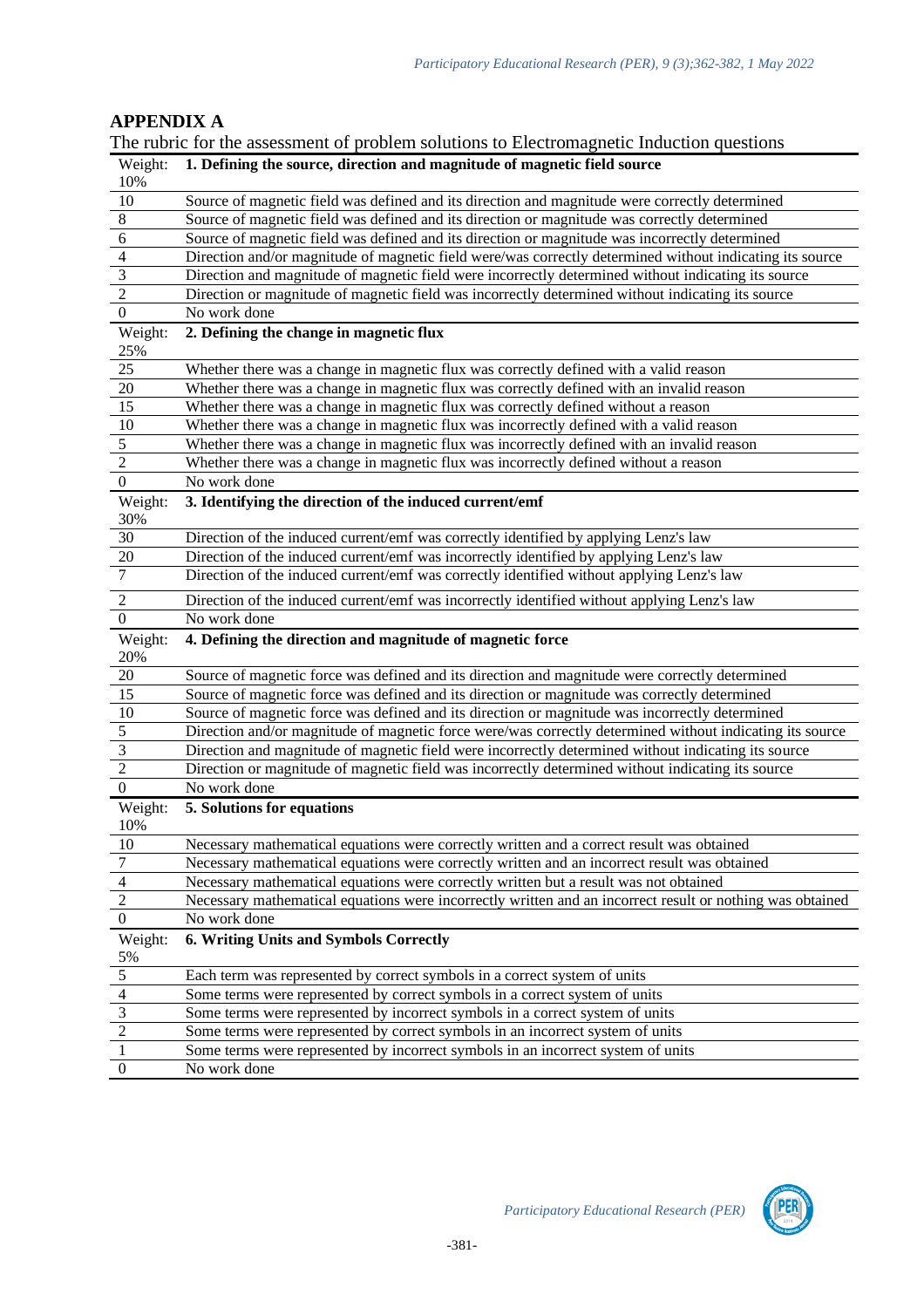## APPENDIX A

The rubric for the assessment of problem solutions to Electromagnetic Induction questions

| Weight: 10% | **1. Defining the source, direction and magnitude of magnetic field source** |
|---|---|
| 10 | Source of magnetic field was defined and its direction and magnitude were correctly determined |
| 8 | Source of magnetic field was defined and its direction or magnitude was correctly determined |
| 6 | Source of magnetic field was defined and its direction or magnitude was incorrectly determined |
| 4 | Direction and/or magnitude of magnetic field were/was correctly determined without indicating its source |
| 3 | Direction and magnitude of magnetic field were incorrectly determined without indicating its source |
| 2 | Direction or magnitude of magnetic field was incorrectly determined without indicating its source |
| 0 | No work done |
| **Weight: 25%** | **2. Defining the change in magnetic flux** |
| 25 | Whether there was a change in magnetic flux was correctly defined with a valid reason |
| 20 | Whether there was a change in magnetic flux was correctly defined with an invalid reason |
| 15 | Whether there was a change in magnetic flux was correctly defined without a reason |
| 10 | Whether there was a change in magnetic flux was incorrectly defined with a valid reason |
| 5 | Whether there was a change in magnetic flux was incorrectly defined with an invalid reason |
| 2 | Whether there was a change in magnetic flux was incorrectly defined without a reason |
| 0 | No work done |
| **Weight: 30%** | **3. Identifying the direction of the induced current/emf** |
| 30 | Direction of the induced current/emf was correctly identified by applying Lenz's law |
| 20 | Direction of the induced current/emf was incorrectly identified by applying Lenz's law |
| 7 | Direction of the induced current/emf was correctly identified without applying Lenz's law |
| 2 | Direction of the induced current/emf was incorrectly identified without applying Lenz's law |
| 0 | No work done |
| **Weight: 20%** | **4. Defining the direction and magnitude of magnetic force** |
| 20 | Source of magnetic force was defined and its direction and magnitude were correctly determined |
| 15 | Source of magnetic force was defined and its direction or magnitude was correctly determined |
| 10 | Source of magnetic force was defined and its direction or magnitude was incorrectly determined |
| 5 | Direction and/or magnitude of magnetic force were/was correctly determined without indicating its source |
| 3 | Direction and magnitude of magnetic field were incorrectly determined without indicating its source |
| 2 | Direction or magnitude of magnetic field was incorrectly determined without indicating its source |
| 0 | No work done |
| **Weight: 10%** | **5. Solutions for equations** |
| 10 | Necessary mathematical equations were correctly written and a correct result was obtained |
| 7 | Necessary mathematical equations were correctly written and an incorrect result was obtained |
| 4 | Necessary mathematical equations were correctly written but a result was not obtained |
| 2 | Necessary mathematical equations were incorrectly written and an incorrect result or nothing was obtained |
| 0 | No work done |
| **Weight: 5%** | **6. Writing Units and Symbols Correctly** |
| 5 | Each term was represented by correct symbols in a correct system of units |
| 4 | Some terms were represented by correct symbols in a correct system of units |
| 3 | Some terms were represented by incorrect symbols in a correct system of units |
| 2 | Some terms were represented by correct symbols in an incorrect system of units |
| 1 | Some terms were represented by incorrect symbols in an incorrect system of units |
| 0 | No work done |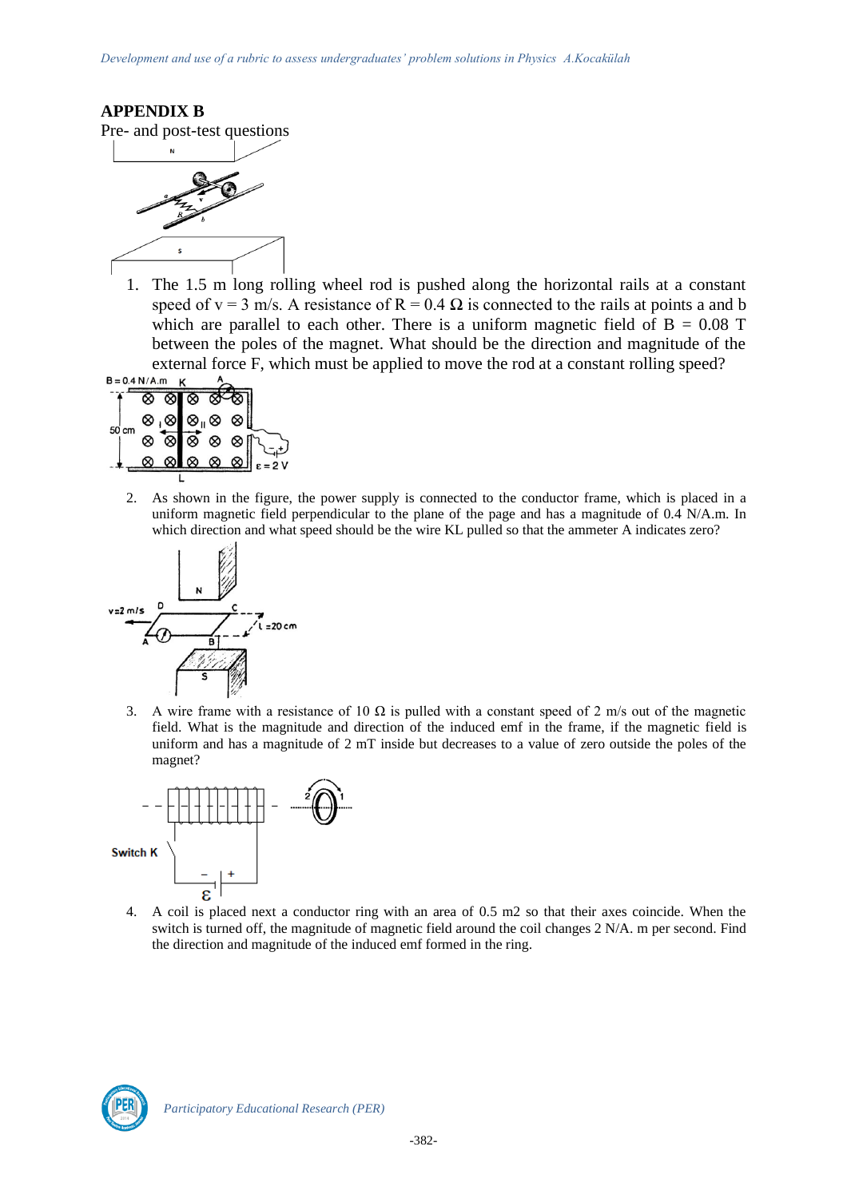## APPENDIX B

Pre- and post-test questions

1. The 1.5 m long rolling wheel rod is pushed along the horizontal rails at a constant speed of v = 3 m/s. A resistance of R = 0.4 Ω is connected to the rails at points a and b which are parallel to each other. There is a uniform magnetic field of B = 0.08 T between the poles of the magnet. What should be the direction and magnitude of the external force F, which must be applied to move the rod at a constant rolling speed?

2. As shown in the figure, the power supply is connected to the conductor frame, which is placed in a uniform magnetic field perpendicular to the plane of the page and has a magnitude of 0.4 N/A.m. In which direction and what speed should be the wire KL pulled so that the ammeter A indicates zero?

3. A wire frame with a resistance of 10 Ω is pulled with a constant speed of 2 m/s out of the magnetic field. What is the magnitude and direction of the induced emf in the frame, if the magnetic field is uniform and has a magnitude of 2 mT inside but decreases to a value of zero outside the poles of the magnet?

4. A coil is placed next a conductor ring with an area of 0.5 m2 so that their axes coincide. When the switch is turned off, the magnitude of magnetic field around the coil changes 2 N/A. m per second. Find the direction and magnitude of the induced emf formed in the ring.